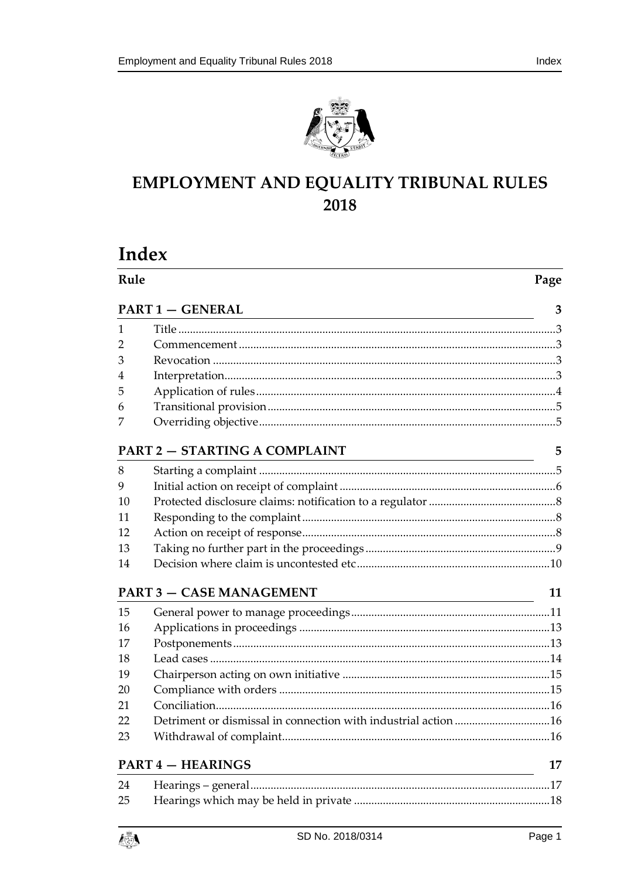# EMPLOYMENT AND EQUALITY TRIBUNAL RULES 2018

## Index

| Rule | | Page |
|---|---|---|
| **PART 1 — GENERAL** | | **3** |
| 1 | Title | 3 |
| 2 | Commencement | 3 |
| 3 | Revocation | 3 |
| 4 | Interpretation | 3 |
| 5 | Application of rules | 4 |
| 6 | Transitional provision | 5 |
| 7 | Overriding objective | 5 |
| **PART 2 — STARTING A COMPLAINT** | | **5** |
| 8 | Starting a complaint | 5 |
| 9 | Initial action on receipt of complaint | 6 |
| 10 | Protected disclosure claims: notification to a regulator | 8 |
| 11 | Responding to the complaint | 8 |
| 12 | Action on receipt of response | 8 |
| 13 | Taking no further part in the proceedings | 9 |
| 14 | Decision where claim is uncontested etc | 10 |
| **PART 3 — CASE MANAGEMENT** | | **11** |
| 15 | General power to manage proceedings | 11 |
| 16 | Applications in proceedings | 13 |
| 17 | Postponements | 13 |
| 18 | Lead cases | 14 |
| 19 | Chairperson acting on own initiative | 15 |
| 20 | Compliance with orders | 15 |
| 21 | Conciliation | 16 |
| 22 | Detriment or dismissal in connection with industrial action | 16 |
| 23 | Withdrawal of complaint | 16 |
| **PART 4 — HEARINGS** | | **17** |
| 24 | Hearings – general | 17 |
| 25 | Hearings which may be held in private | 18 |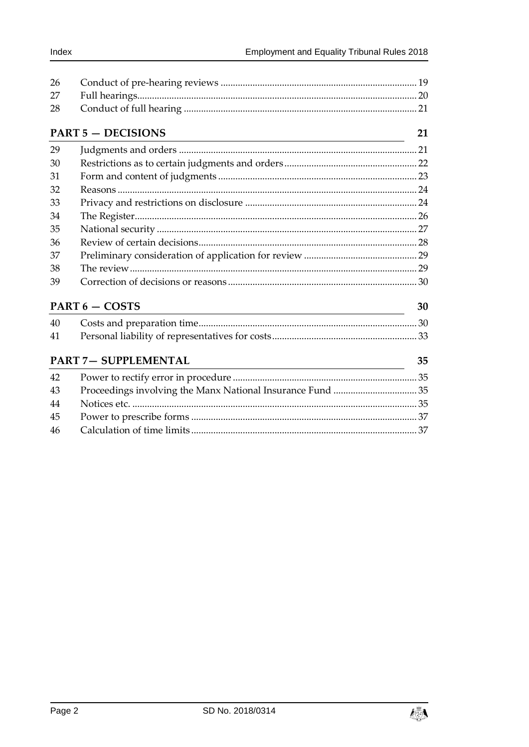| | | |
|---|---|---|
| 26 | Conduct of pre-hearing reviews | 19 |
| 27 | Full hearings | 20 |
| 28 | Conduct of full hearing | 21 |

**PART 5 — DECISIONS** **21**

| | | |
|---|---|---|
| 29 | Judgments and orders | 21 |
| 30 | Restrictions as to certain judgments and orders | 22 |
| 31 | Form and content of judgments | 23 |
| 32 | Reasons | 24 |
| 33 | Privacy and restrictions on disclosure | 24 |
| 34 | The Register | 26 |
| 35 | National security | 27 |
| 36 | Review of certain decisions | 28 |
| 37 | Preliminary consideration of application for review | 29 |
| 38 | The review | 29 |
| 39 | Correction of decisions or reasons | 30 |

**PART 6 — COSTS** **30**

| | | |
|---|---|---|
| 40 | Costs and preparation time | 30 |
| 41 | Personal liability of representatives for costs | 33 |

**PART 7— SUPPLEMENTAL** **35**

| | | |
|---|---|---|
| 42 | Power to rectify error in procedure | 35 |
| 43 | Proceedings involving the Manx National Insurance Fund | 35 |
| 44 | Notices etc. | 35 |
| 45 | Power to prescribe forms | 37 |
| 46 | Calculation of time limits | 37 |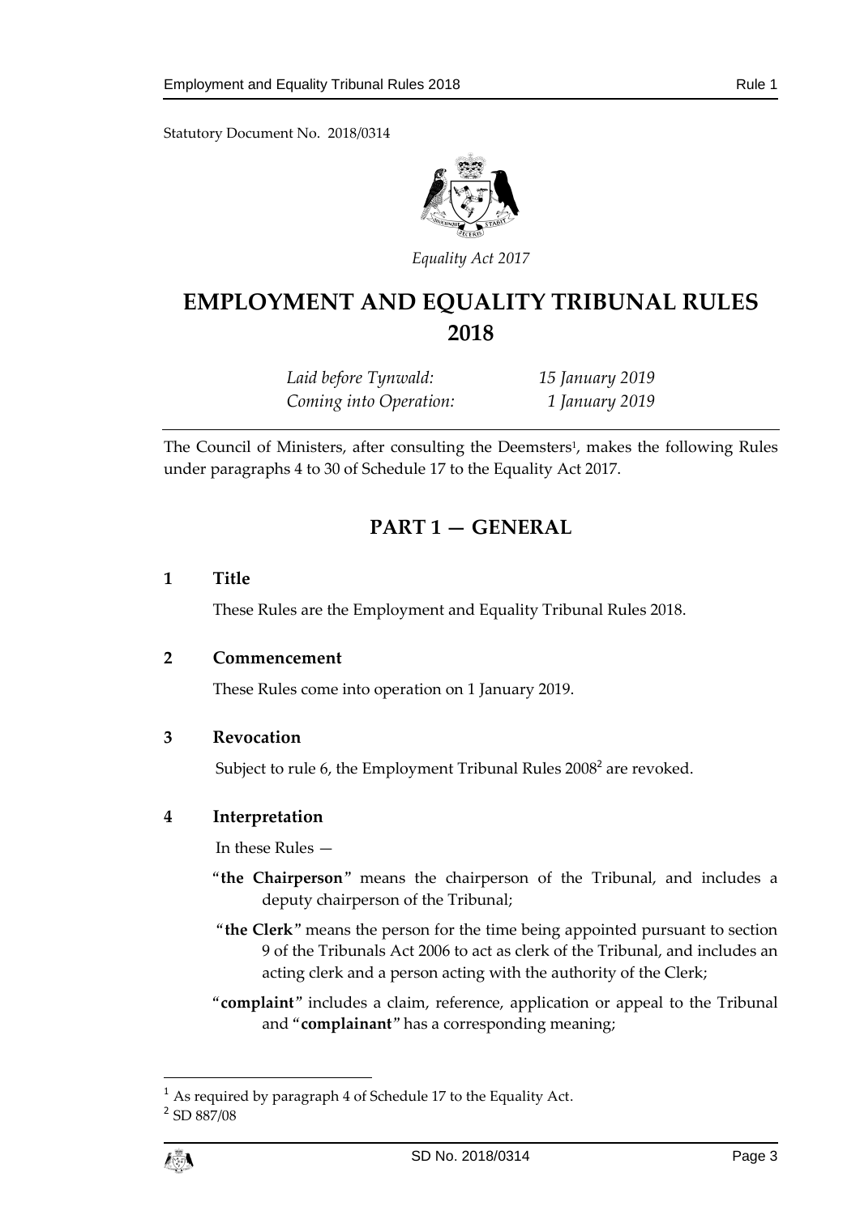Statutory Document No. 2018/0314

*Equality Act 2017*

# EMPLOYMENT AND EQUALITY TRIBUNAL RULES 2018

| | |
|---|---|
| *Laid before Tynwald:* | *15 January 2019* |
| *Coming into Operation:* | *1 January 2019* |

The Council of Ministers, after consulting the Deemsters[1], makes the following Rules under paragraphs 4 to 30 of Schedule 17 to the Equality Act 2017.

## PART 1 — GENERAL

### 1 Title

These Rules are the Employment and Equality Tribunal Rules 2018.

### 2 Commencement

These Rules come into operation on 1 January 2019.

### 3 Revocation

Subject to rule 6, the Employment Tribunal Rules 2008[2] are revoked.

### 4 Interpretation

In these Rules —

"**the Chairperson**" means the chairperson of the Tribunal, and includes a deputy chairperson of the Tribunal;

"**the Clerk**" means the person for the time being appointed pursuant to section 9 of the Tribunals Act 2006 to act as clerk of the Tribunal, and includes an acting clerk and a person acting with the authority of the Clerk;

"**complaint**" includes a claim, reference, application or appeal to the Tribunal and "**complainant**" has a corresponding meaning;

[1] As required by paragraph 4 of Schedule 17 to the Equality Act.

[2] SD 887/08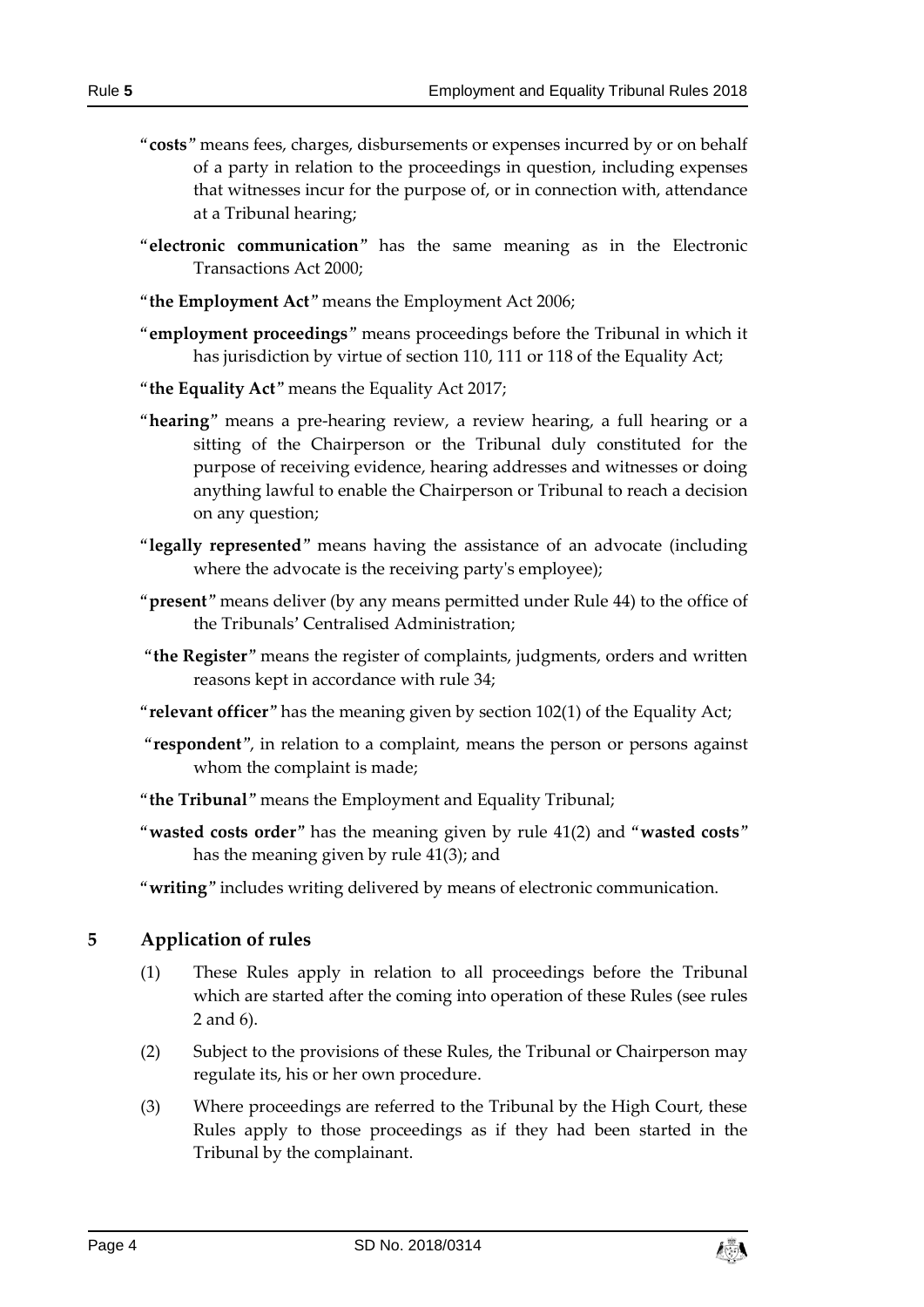"**costs**" means fees, charges, disbursements or expenses incurred by or on behalf of a party in relation to the proceedings in question, including expenses that witnesses incur for the purpose of, or in connection with, attendance at a Tribunal hearing;

"**electronic communication**" has the same meaning as in the Electronic Transactions Act 2000;

"**the Employment Act**" means the Employment Act 2006;

"**employment proceedings**" means proceedings before the Tribunal in which it has jurisdiction by virtue of section 110, 111 or 118 of the Equality Act;

"**the Equality Act**" means the Equality Act 2017;

"**hearing**" means a pre-hearing review, a review hearing, a full hearing or a sitting of the Chairperson or the Tribunal duly constituted for the purpose of receiving evidence, hearing addresses and witnesses or doing anything lawful to enable the Chairperson or Tribunal to reach a decision on any question;

"**legally represented**" means having the assistance of an advocate (including where the advocate is the receiving party's employee);

"**present**" means deliver (by any means permitted under Rule 44) to the office of the Tribunals' Centralised Administration;

"**the Register**" means the register of complaints, judgments, orders and written reasons kept in accordance with rule 34;

"**relevant officer**" has the meaning given by section 102(1) of the Equality Act;

"**respondent**", in relation to a complaint, means the person or persons against whom the complaint is made;

"**the Tribunal**" means the Employment and Equality Tribunal;

"**wasted costs order**" has the meaning given by rule 41(2) and "**wasted costs**" has the meaning given by rule 41(3); and

"**writing**" includes writing delivered by means of electronic communication.

## 5 Application of rules

(1) These Rules apply in relation to all proceedings before the Tribunal which are started after the coming into operation of these Rules (see rules 2 and 6).

(2) Subject to the provisions of these Rules, the Tribunal or Chairperson may regulate its, his or her own procedure.

(3) Where proceedings are referred to the Tribunal by the High Court, these Rules apply to those proceedings as if they had been started in the Tribunal by the complainant.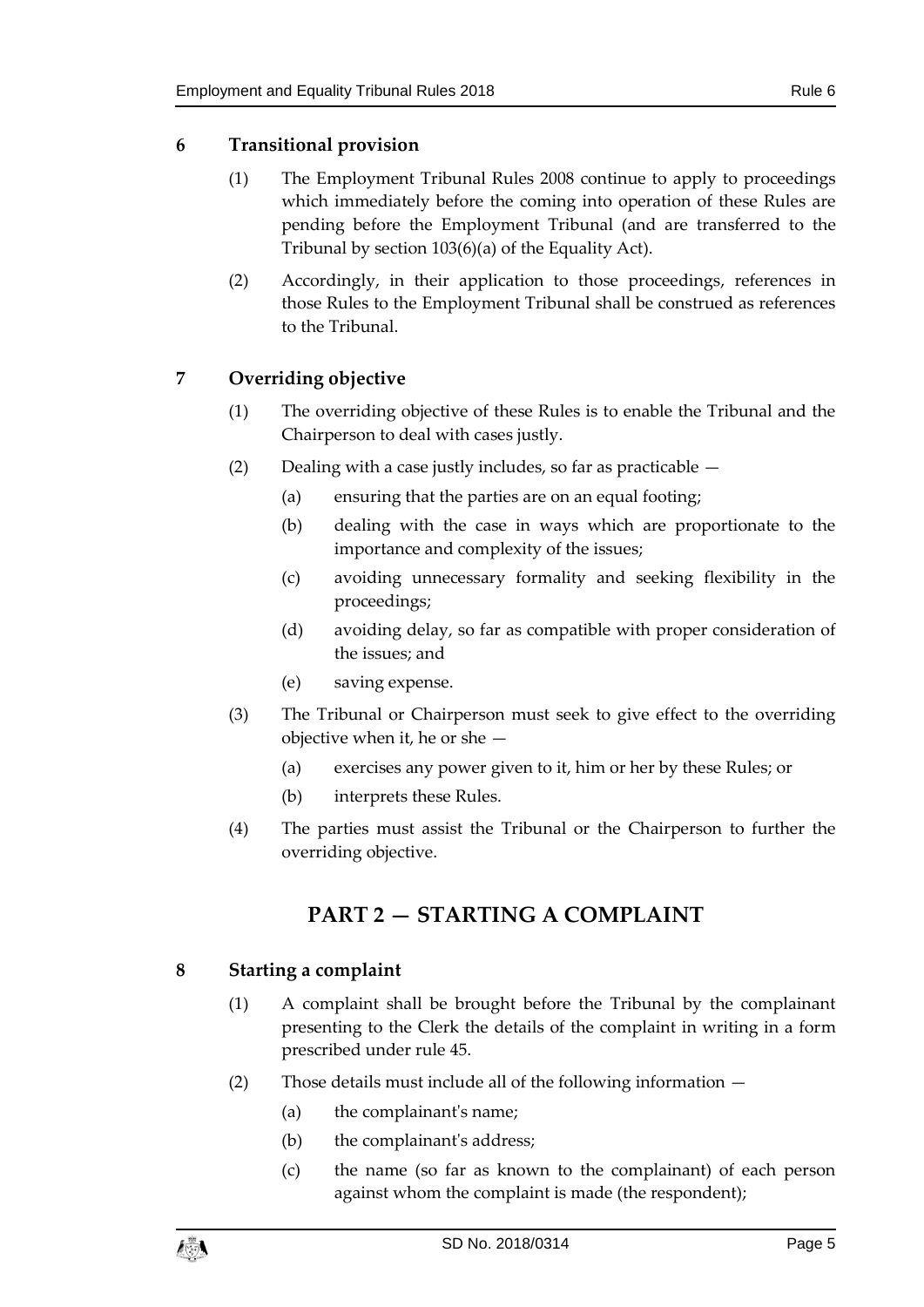### 6 Transitional provision

(1) The Employment Tribunal Rules 2008 continue to apply to proceedings which immediately before the coming into operation of these Rules are pending before the Employment Tribunal (and are transferred to the Tribunal by section 103(6)(a) of the Equality Act).

(2) Accordingly, in their application to those proceedings, references in those Rules to the Employment Tribunal shall be construed as references to the Tribunal.

### 7 Overriding objective

(1) The overriding objective of these Rules is to enable the Tribunal and the Chairperson to deal with cases justly.

(2) Dealing with a case justly includes, so far as practicable —

- (a) ensuring that the parties are on an equal footing;
- (b) dealing with the case in ways which are proportionate to the importance and complexity of the issues;
- (c) avoiding unnecessary formality and seeking flexibility in the proceedings;
- (d) avoiding delay, so far as compatible with proper consideration of the issues; and
- (e) saving expense.

(3) The Tribunal or Chairperson must seek to give effect to the overriding objective when it, he or she —

- (a) exercises any power given to it, him or her by these Rules; or
- (b) interprets these Rules.

(4) The parties must assist the Tribunal or the Chairperson to further the overriding objective.

## PART 2 — STARTING A COMPLAINT

### 8 Starting a complaint

(1) A complaint shall be brought before the Tribunal by the complainant presenting to the Clerk the details of the complaint in writing in a form prescribed under rule 45.

(2) Those details must include all of the following information —

- (a) the complainant's name;
- (b) the complainant's address;
- (c) the name (so far as known to the complainant) of each person against whom the complaint is made (the respondent);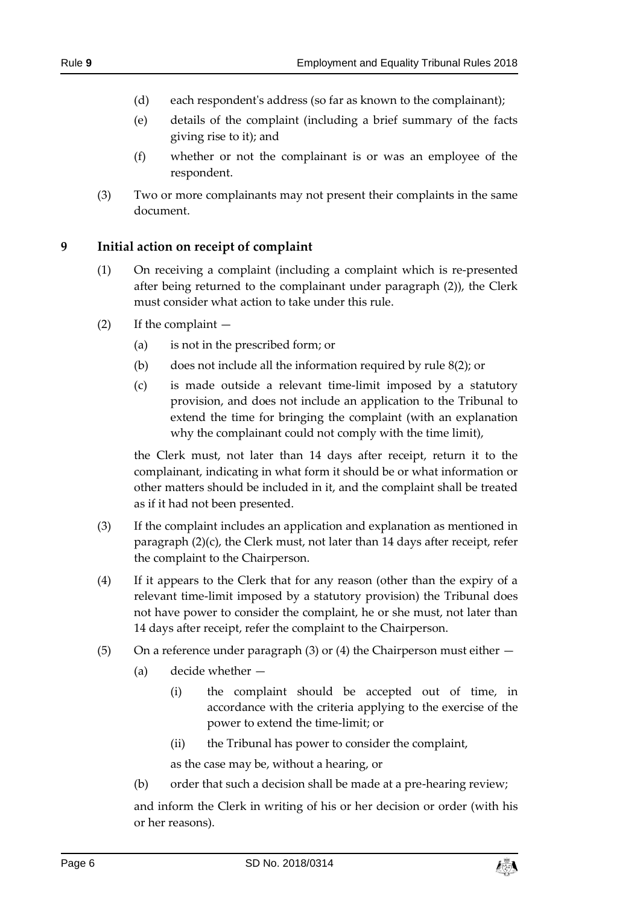(d) each respondent's address (so far as known to the complainant);

(e) details of the complaint (including a brief summary of the facts giving rise to it); and

(f) whether or not the complainant is or was an employee of the respondent.

(3) Two or more complainants may not present their complaints in the same document.

## 9 Initial action on receipt of complaint

(1) On receiving a complaint (including a complaint which is re-presented after being returned to the complainant under paragraph (2)), the Clerk must consider what action to take under this rule.

(2) If the complaint —

(a) is not in the prescribed form; or

(b) does not include all the information required by rule 8(2); or

(c) is made outside a relevant time-limit imposed by a statutory provision, and does not include an application to the Tribunal to extend the time for bringing the complaint (with an explanation why the complainant could not comply with the time limit),

the Clerk must, not later than 14 days after receipt, return it to the complainant, indicating in what form it should be or what information or other matters should be included in it, and the complaint shall be treated as if it had not been presented.

(3) If the complaint includes an application and explanation as mentioned in paragraph (2)(c), the Clerk must, not later than 14 days after receipt, refer the complaint to the Chairperson.

(4) If it appears to the Clerk that for any reason (other than the expiry of a relevant time-limit imposed by a statutory provision) the Tribunal does not have power to consider the complaint, he or she must, not later than 14 days after receipt, refer the complaint to the Chairperson.

(5) On a reference under paragraph (3) or (4) the Chairperson must either —

(a) decide whether —

(i) the complaint should be accepted out of time, in accordance with the criteria applying to the exercise of the power to extend the time-limit; or

(ii) the Tribunal has power to consider the complaint,

as the case may be, without a hearing, or

(b) order that such a decision shall be made at a pre-hearing review;

and inform the Clerk in writing of his or her decision or order (with his or her reasons).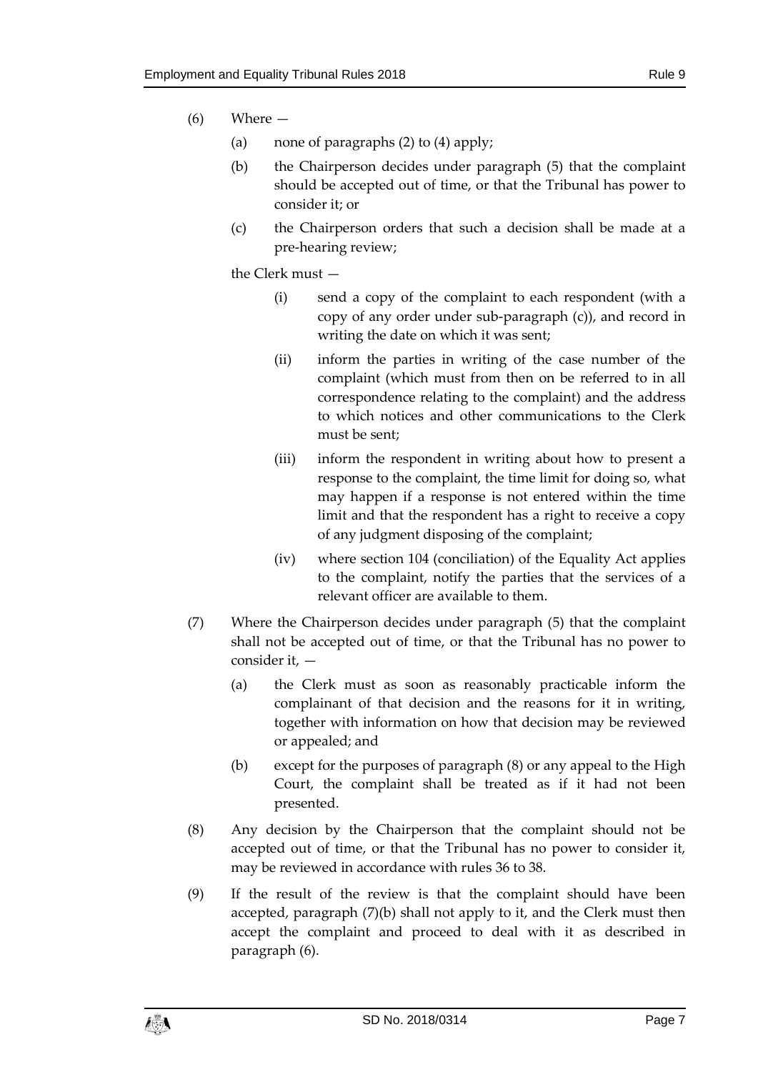(6) Where —

(a) none of paragraphs (2) to (4) apply;

(b) the Chairperson decides under paragraph (5) that the complaint should be accepted out of time, or that the Tribunal has power to consider it; or

(c) the Chairperson orders that such a decision shall be made at a pre-hearing review;

the Clerk must —

(i) send a copy of the complaint to each respondent (with a copy of any order under sub-paragraph (c)), and record in writing the date on which it was sent;

(ii) inform the parties in writing of the case number of the complaint (which must from then on be referred to in all correspondence relating to the complaint) and the address to which notices and other communications to the Clerk must be sent;

(iii) inform the respondent in writing about how to present a response to the complaint, the time limit for doing so, what may happen if a response is not entered within the time limit and that the respondent has a right to receive a copy of any judgment disposing of the complaint;

(iv) where section 104 (conciliation) of the Equality Act applies to the complaint, notify the parties that the services of a relevant officer are available to them.

(7) Where the Chairperson decides under paragraph (5) that the complaint shall not be accepted out of time, or that the Tribunal has no power to consider it, —

(a) the Clerk must as soon as reasonably practicable inform the complainant of that decision and the reasons for it in writing, together with information on how that decision may be reviewed or appealed; and

(b) except for the purposes of paragraph (8) or any appeal to the High Court, the complaint shall be treated as if it had not been presented.

(8) Any decision by the Chairperson that the complaint should not be accepted out of time, or that the Tribunal has no power to consider it, may be reviewed in accordance with rules 36 to 38.

(9) If the result of the review is that the complaint should have been accepted, paragraph (7)(b) shall not apply to it, and the Clerk must then accept the complaint and proceed to deal with it as described in paragraph (6).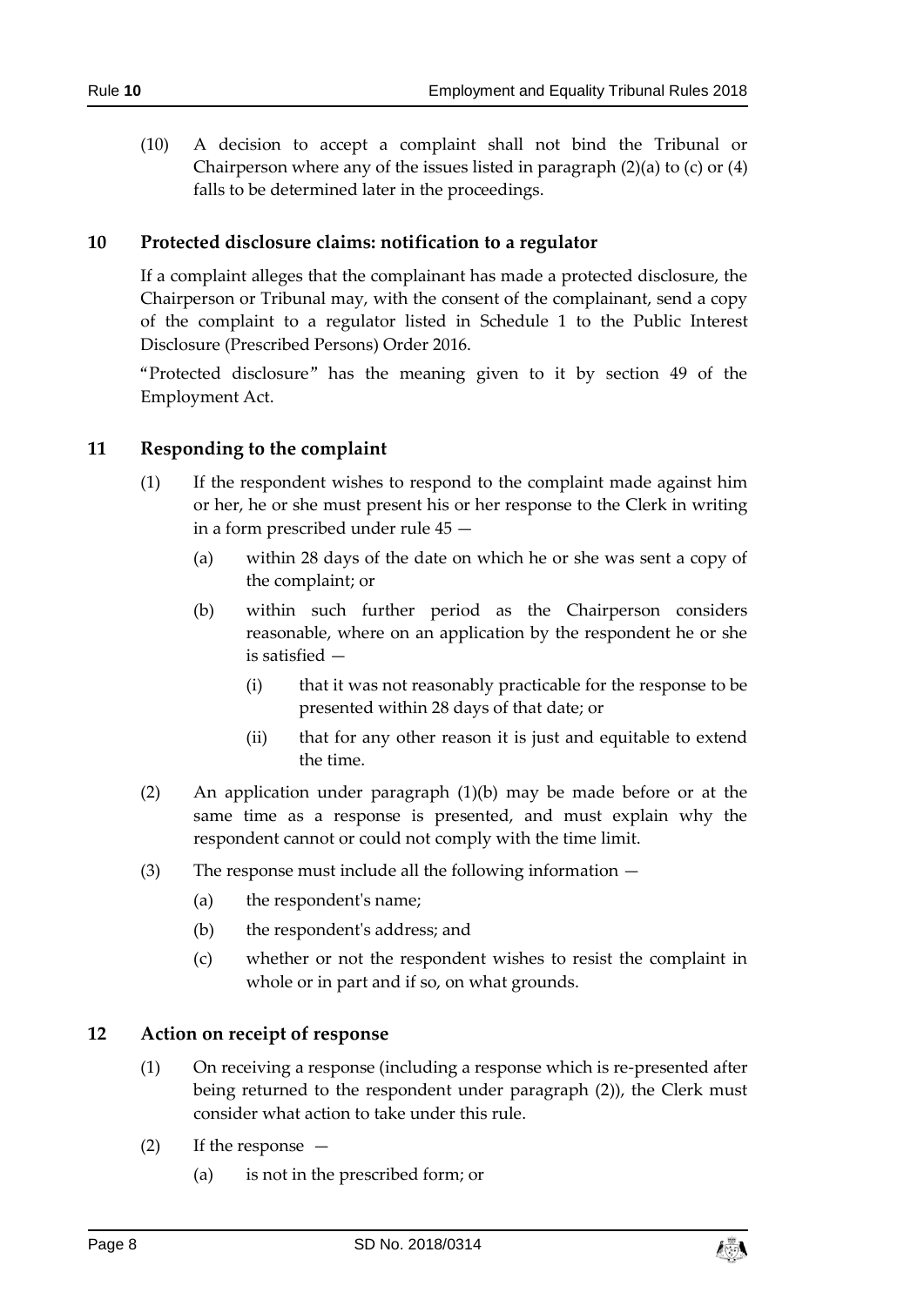(10) A decision to accept a complaint shall not bind the Tribunal or Chairperson where any of the issues listed in paragraph (2)(a) to (c) or (4) falls to be determined later in the proceedings.

## 10 Protected disclosure claims: notification to a regulator

If a complaint alleges that the complainant has made a protected disclosure, the Chairperson or Tribunal may, with the consent of the complainant, send a copy of the complaint to a regulator listed in Schedule 1 to the Public Interest Disclosure (Prescribed Persons) Order 2016.

"Protected disclosure" has the meaning given to it by section 49 of the Employment Act.

## 11 Responding to the complaint

(1) If the respondent wishes to respond to the complaint made against him or her, he or she must present his or her response to the Clerk in writing in a form prescribed under rule 45 —

- (a) within 28 days of the date on which he or she was sent a copy of the complaint; or
- (b) within such further period as the Chairperson considers reasonable, where on an application by the respondent he or she is satisfied —
  - (i) that it was not reasonably practicable for the response to be presented within 28 days of that date; or
  - (ii) that for any other reason it is just and equitable to extend the time.

(2) An application under paragraph (1)(b) may be made before or at the same time as a response is presented, and must explain why the respondent cannot or could not comply with the time limit.

(3) The response must include all the following information —

- (a) the respondent's name;
- (b) the respondent's address; and
- (c) whether or not the respondent wishes to resist the complaint in whole or in part and if so, on what grounds.

## 12 Action on receipt of response

(1) On receiving a response (including a response which is re-presented after being returned to the respondent under paragraph (2)), the Clerk must consider what action to take under this rule.

(2) If the response —

- (a) is not in the prescribed form; or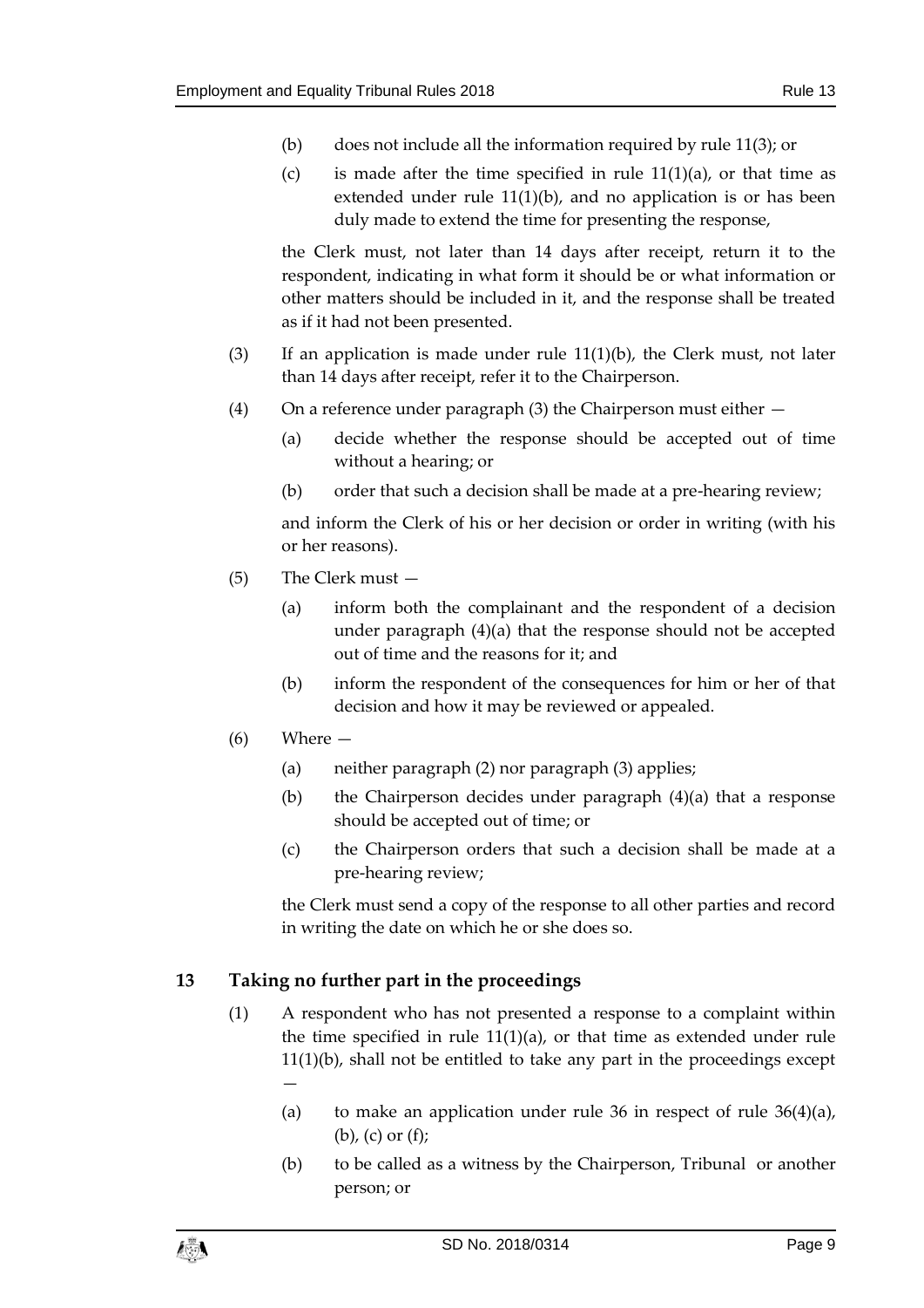(b) does not include all the information required by rule 11(3); or

(c) is made after the time specified in rule 11(1)(a), or that time as extended under rule 11(1)(b), and no application is or has been duly made to extend the time for presenting the response,

the Clerk must, not later than 14 days after receipt, return it to the respondent, indicating in what form it should be or what information or other matters should be included in it, and the response shall be treated as if it had not been presented.

(3) If an application is made under rule 11(1)(b), the Clerk must, not later than 14 days after receipt, refer it to the Chairperson.

(4) On a reference under paragraph (3) the Chairperson must either —

(a) decide whether the response should be accepted out of time without a hearing; or

(b) order that such a decision shall be made at a pre-hearing review;

and inform the Clerk of his or her decision or order in writing (with his or her reasons).

(5) The Clerk must —

(a) inform both the complainant and the respondent of a decision under paragraph (4)(a) that the response should not be accepted out of time and the reasons for it; and

(b) inform the respondent of the consequences for him or her of that decision and how it may be reviewed or appealed.

(6) Where —

(a) neither paragraph (2) nor paragraph (3) applies;

(b) the Chairperson decides under paragraph (4)(a) that a response should be accepted out of time; or

(c) the Chairperson orders that such a decision shall be made at a pre-hearing review;

the Clerk must send a copy of the response to all other parties and record in writing the date on which he or she does so.

## 13 Taking no further part in the proceedings

(1) A respondent who has not presented a response to a complaint within the time specified in rule 11(1)(a), or that time as extended under rule 11(1)(b), shall not be entitled to take any part in the proceedings except —

(a) to make an application under rule 36 in respect of rule 36(4)(a), (b), (c) or (f);

(b) to be called as a witness by the Chairperson, Tribunal or another person; or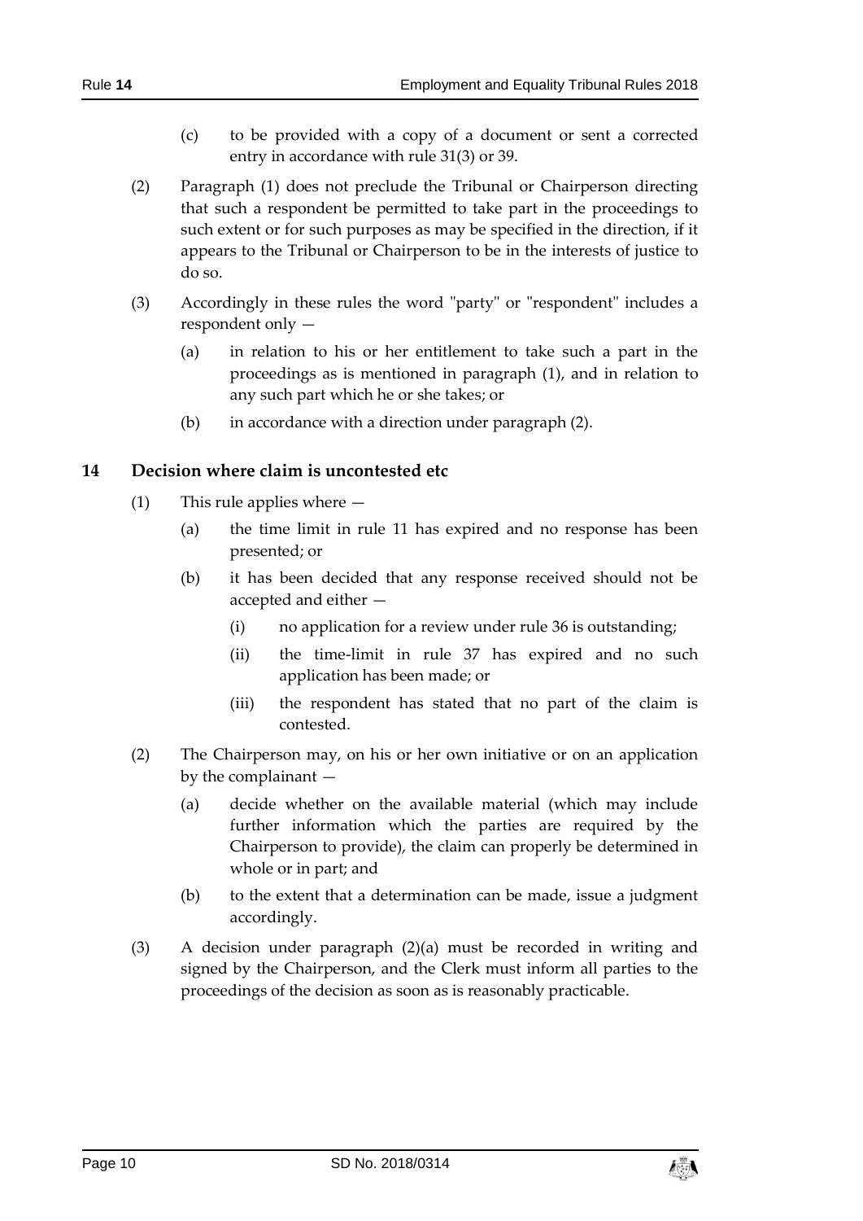(c) to be provided with a copy of a document or sent a corrected entry in accordance with rule 31(3) or 39.

(2) Paragraph (1) does not preclude the Tribunal or Chairperson directing that such a respondent be permitted to take part in the proceedings to such extent or for such purposes as may be specified in the direction, if it appears to the Tribunal or Chairperson to be in the interests of justice to do so.

(3) Accordingly in these rules the word "party" or "respondent" includes a respondent only —

(a) in relation to his or her entitlement to take such a part in the proceedings as is mentioned in paragraph (1), and in relation to any such part which he or she takes; or

(b) in accordance with a direction under paragraph (2).

## 14 Decision where claim is uncontested etc

(1) This rule applies where —

(a) the time limit in rule 11 has expired and no response has been presented; or

(b) it has been decided that any response received should not be accepted and either —

(i) no application for a review under rule 36 is outstanding;

(ii) the time-limit in rule 37 has expired and no such application has been made; or

(iii) the respondent has stated that no part of the claim is contested.

(2) The Chairperson may, on his or her own initiative or on an application by the complainant —

(a) decide whether on the available material (which may include further information which the parties are required by the Chairperson to provide), the claim can properly be determined in whole or in part; and

(b) to the extent that a determination can be made, issue a judgment accordingly.

(3) A decision under paragraph (2)(a) must be recorded in writing and signed by the Chairperson, and the Clerk must inform all parties to the proceedings of the decision as soon as is reasonably practicable.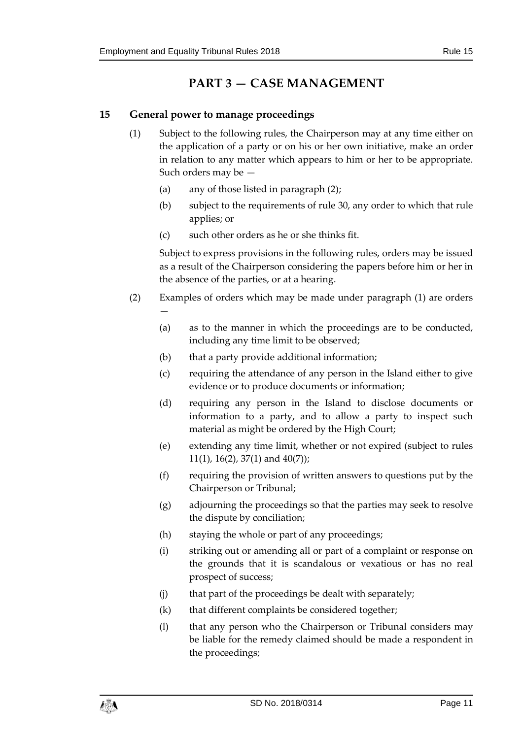# PART 3 — CASE MANAGEMENT

## 15 General power to manage proceedings

(1) Subject to the following rules, the Chairperson may at any time either on the application of a party or on his or her own initiative, make an order in relation to any matter which appears to him or her to be appropriate. Such orders may be —

- (a) any of those listed in paragraph (2);
- (b) subject to the requirements of rule 30, any order to which that rule applies; or
- (c) such other orders as he or she thinks fit.

Subject to express provisions in the following rules, orders may be issued as a result of the Chairperson considering the papers before him or her in the absence of the parties, or at a hearing.

(2) Examples of orders which may be made under paragraph (1) are orders —

- (a) as to the manner in which the proceedings are to be conducted, including any time limit to be observed;
- (b) that a party provide additional information;
- (c) requiring the attendance of any person in the Island either to give evidence or to produce documents or information;
- (d) requiring any person in the Island to disclose documents or information to a party, and to allow a party to inspect such material as might be ordered by the High Court;
- (e) extending any time limit, whether or not expired (subject to rules 11(1), 16(2), 37(1) and 40(7));
- (f) requiring the provision of written answers to questions put by the Chairperson or Tribunal;
- (g) adjourning the proceedings so that the parties may seek to resolve the dispute by conciliation;
- (h) staying the whole or part of any proceedings;
- (i) striking out or amending all or part of a complaint or response on the grounds that it is scandalous or vexatious or has no real prospect of success;
- (j) that part of the proceedings be dealt with separately;
- (k) that different complaints be considered together;
- (l) that any person who the Chairperson or Tribunal considers may be liable for the remedy claimed should be made a respondent in the proceedings;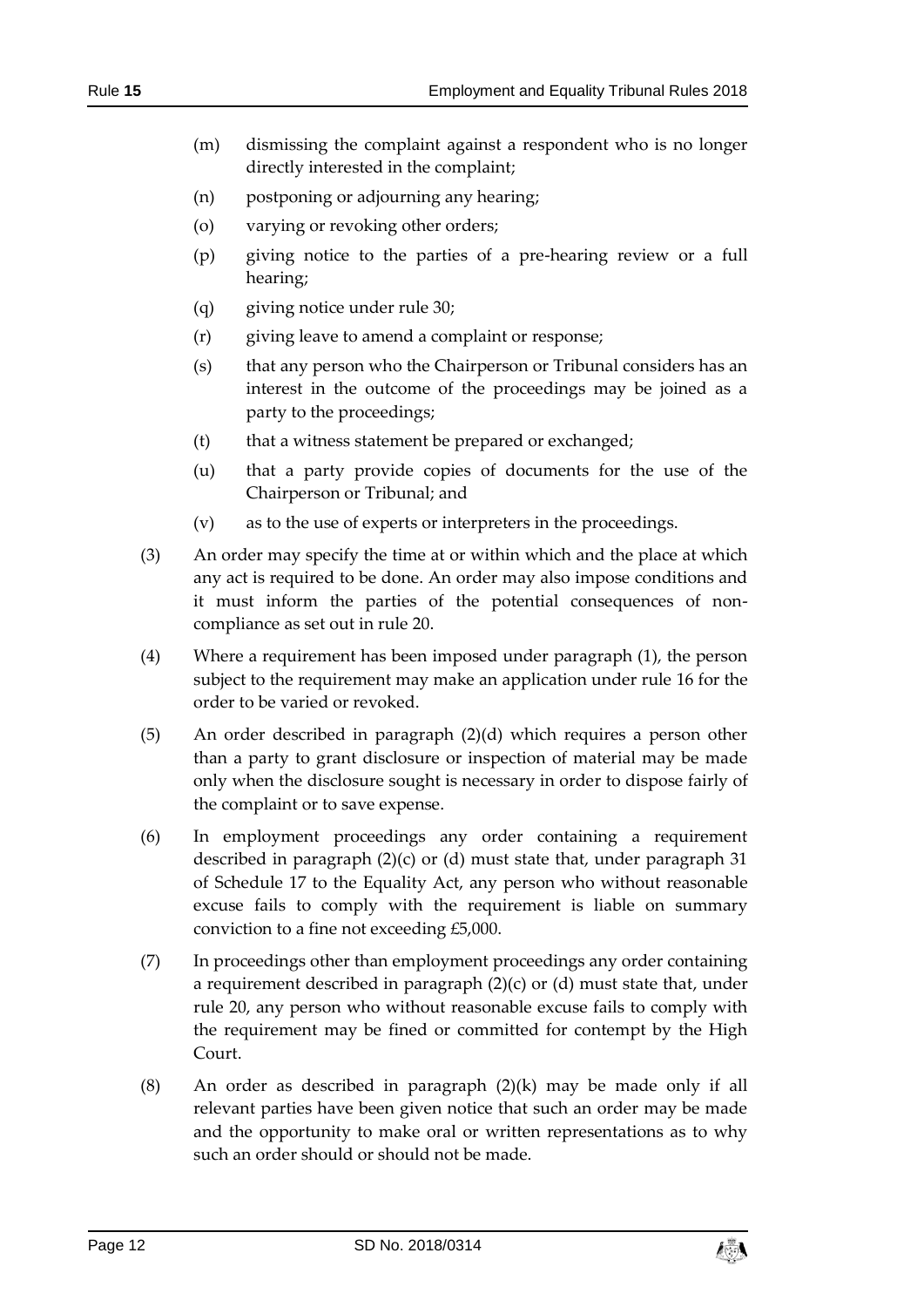(m) dismissing the complaint against a respondent who is no longer directly interested in the complaint;

(n) postponing or adjourning any hearing;

(o) varying or revoking other orders;

(p) giving notice to the parties of a pre-hearing review or a full hearing;

(q) giving notice under rule 30;

(r) giving leave to amend a complaint or response;

(s) that any person who the Chairperson or Tribunal considers has an interest in the outcome of the proceedings may be joined as a party to the proceedings;

(t) that a witness statement be prepared or exchanged;

(u) that a party provide copies of documents for the use of the Chairperson or Tribunal; and

(v) as to the use of experts or interpreters in the proceedings.

(3) An order may specify the time at or within which and the place at which any act is required to be done. An order may also impose conditions and it must inform the parties of the potential consequences of non-compliance as set out in rule 20.

(4) Where a requirement has been imposed under paragraph (1), the person subject to the requirement may make an application under rule 16 for the order to be varied or revoked.

(5) An order described in paragraph (2)(d) which requires a person other than a party to grant disclosure or inspection of material may be made only when the disclosure sought is necessary in order to dispose fairly of the complaint or to save expense.

(6) In employment proceedings any order containing a requirement described in paragraph (2)(c) or (d) must state that, under paragraph 31 of Schedule 17 to the Equality Act, any person who without reasonable excuse fails to comply with the requirement is liable on summary conviction to a fine not exceeding £5,000.

(7) In proceedings other than employment proceedings any order containing a requirement described in paragraph (2)(c) or (d) must state that, under rule 20, any person who without reasonable excuse fails to comply with the requirement may be fined or committed for contempt by the High Court.

(8) An order as described in paragraph (2)(k) may be made only if all relevant parties have been given notice that such an order may be made and the opportunity to make oral or written representations as to why such an order should or should not be made.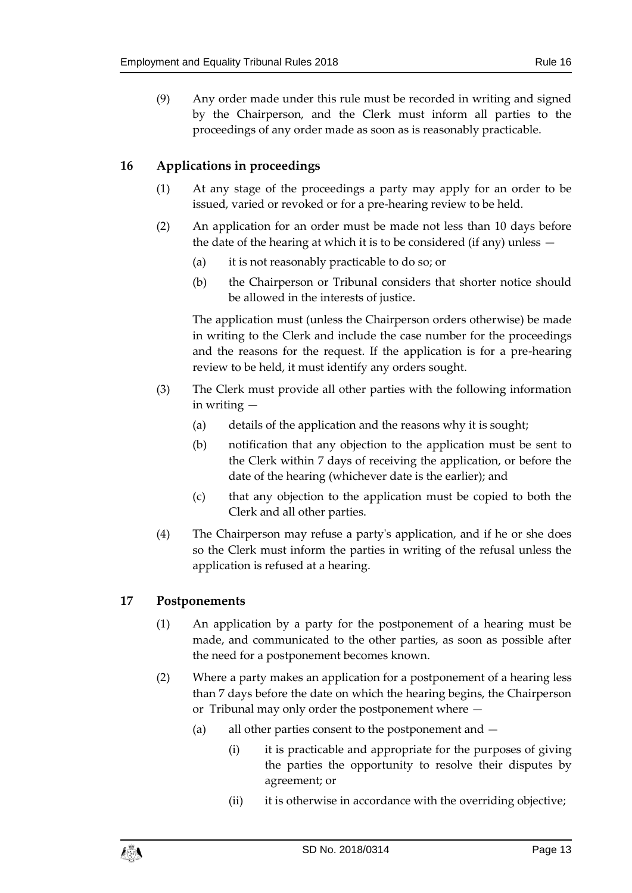(9) Any order made under this rule must be recorded in writing and signed by the Chairperson, and the Clerk must inform all parties to the proceedings of any order made as soon as is reasonably practicable.

## 16 Applications in proceedings

(1) At any stage of the proceedings a party may apply for an order to be issued, varied or revoked or for a pre-hearing review to be held.

(2) An application for an order must be made not less than 10 days before the date of the hearing at which it is to be considered (if any) unless —

(a) it is not reasonably practicable to do so; or

(b) the Chairperson or Tribunal considers that shorter notice should be allowed in the interests of justice.

The application must (unless the Chairperson orders otherwise) be made in writing to the Clerk and include the case number for the proceedings and the reasons for the request. If the application is for a pre-hearing review to be held, it must identify any orders sought.

(3) The Clerk must provide all other parties with the following information in writing —

(a) details of the application and the reasons why it is sought;

(b) notification that any objection to the application must be sent to the Clerk within 7 days of receiving the application, or before the date of the hearing (whichever date is the earlier); and

(c) that any objection to the application must be copied to both the Clerk and all other parties.

(4) The Chairperson may refuse a party's application, and if he or she does so the Clerk must inform the parties in writing of the refusal unless the application is refused at a hearing.

## 17 Postponements

(1) An application by a party for the postponement of a hearing must be made, and communicated to the other parties, as soon as possible after the need for a postponement becomes known.

(2) Where a party makes an application for a postponement of a hearing less than 7 days before the date on which the hearing begins, the Chairperson or Tribunal may only order the postponement where —

(a) all other parties consent to the postponement and —

(i) it is practicable and appropriate for the purposes of giving the parties the opportunity to resolve their disputes by agreement; or

(ii) it is otherwise in accordance with the overriding objective;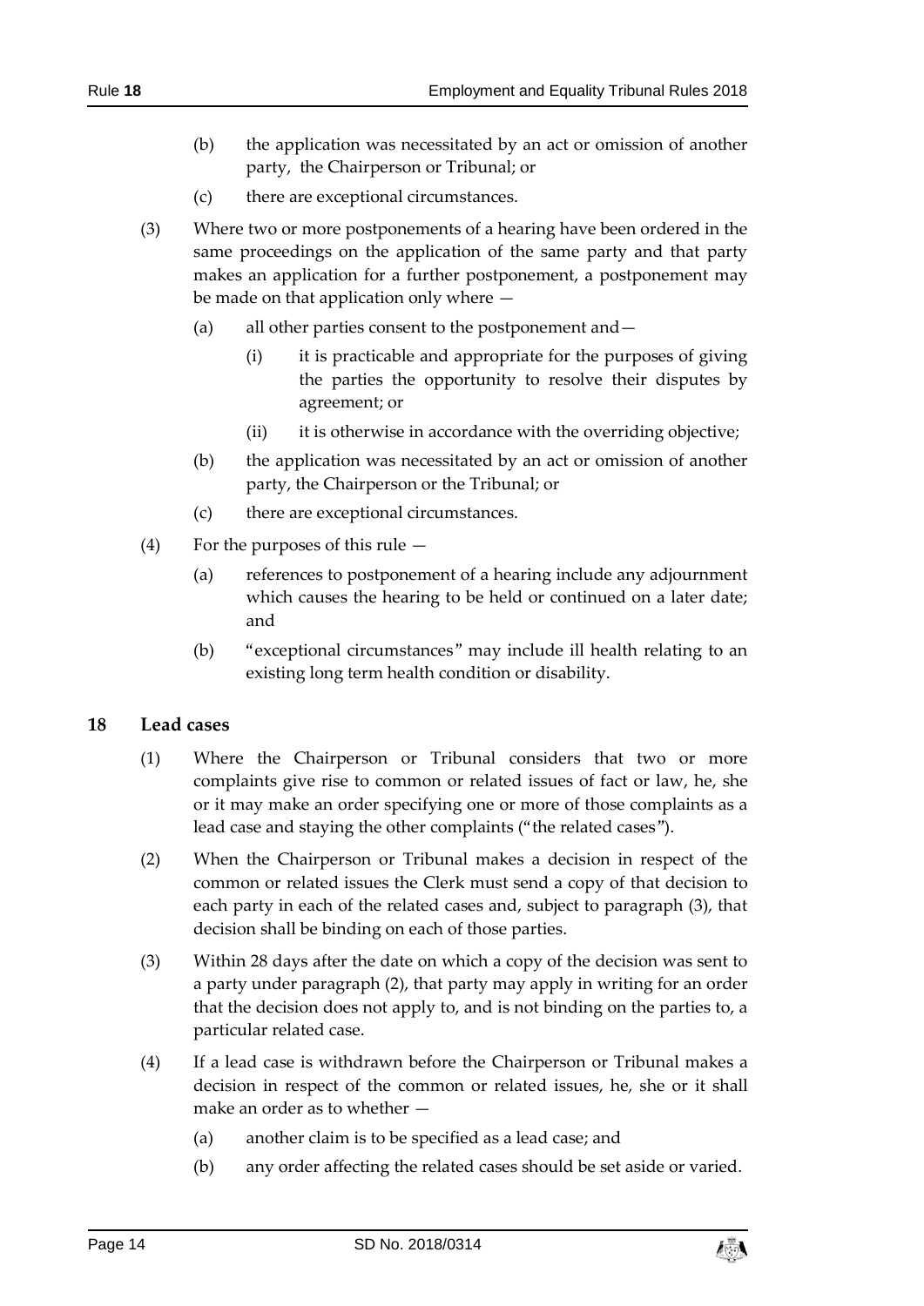(b) the application was necessitated by an act or omission of another party, the Chairperson or Tribunal; or

(c) there are exceptional circumstances.

(3) Where two or more postponements of a hearing have been ordered in the same proceedings on the application of the same party and that party makes an application for a further postponement, a postponement may be made on that application only where —

(a) all other parties consent to the postponement and—

(i) it is practicable and appropriate for the purposes of giving the parties the opportunity to resolve their disputes by agreement; or

(ii) it is otherwise in accordance with the overriding objective;

(b) the application was necessitated by an act or omission of another party, the Chairperson or the Tribunal; or

(c) there are exceptional circumstances.

(4) For the purposes of this rule —

(a) references to postponement of a hearing include any adjournment which causes the hearing to be held or continued on a later date; and

(b) "exceptional circumstances" may include ill health relating to an existing long term health condition or disability.

## 18 Lead cases

(1) Where the Chairperson or Tribunal considers that two or more complaints give rise to common or related issues of fact or law, he, she or it may make an order specifying one or more of those complaints as a lead case and staying the other complaints ("the related cases").

(2) When the Chairperson or Tribunal makes a decision in respect of the common or related issues the Clerk must send a copy of that decision to each party in each of the related cases and, subject to paragraph (3), that decision shall be binding on each of those parties.

(3) Within 28 days after the date on which a copy of the decision was sent to a party under paragraph (2), that party may apply in writing for an order that the decision does not apply to, and is not binding on the parties to, a particular related case.

(4) If a lead case is withdrawn before the Chairperson or Tribunal makes a decision in respect of the common or related issues, he, she or it shall make an order as to whether —

(a) another claim is to be specified as a lead case; and

(b) any order affecting the related cases should be set aside or varied.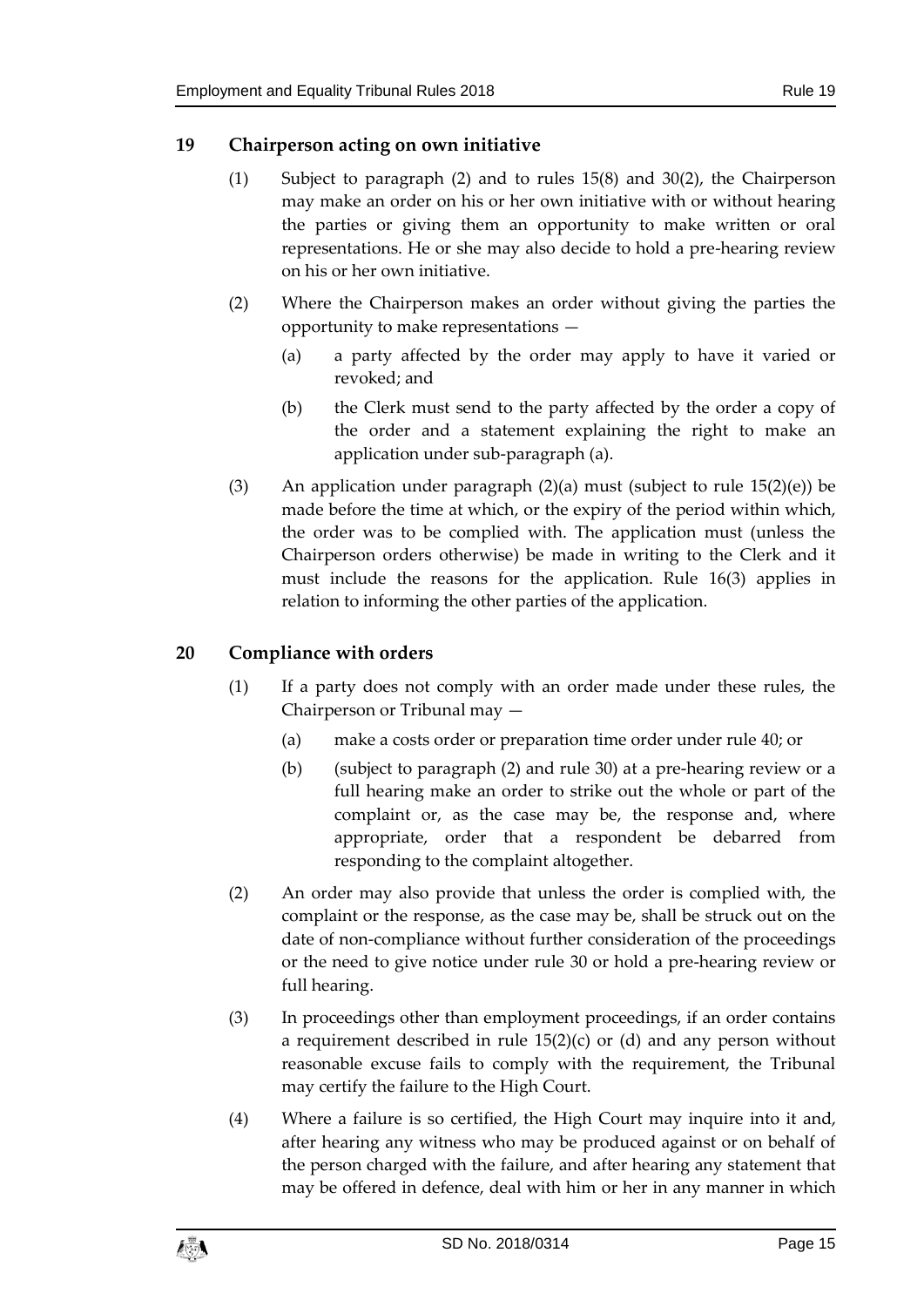## 19 Chairperson acting on own initiative

(1) Subject to paragraph (2) and to rules 15(8) and 30(2), the Chairperson may make an order on his or her own initiative with or without hearing the parties or giving them an opportunity to make written or oral representations. He or she may also decide to hold a pre-hearing review on his or her own initiative.

(2) Where the Chairperson makes an order without giving the parties the opportunity to make representations —

(a) a party affected by the order may apply to have it varied or revoked; and

(b) the Clerk must send to the party affected by the order a copy of the order and a statement explaining the right to make an application under sub-paragraph (a).

(3) An application under paragraph (2)(a) must (subject to rule 15(2)(e)) be made before the time at which, or the expiry of the period within which, the order was to be complied with. The application must (unless the Chairperson orders otherwise) be made in writing to the Clerk and it must include the reasons for the application. Rule 16(3) applies in relation to informing the other parties of the application.

## 20 Compliance with orders

(1) If a party does not comply with an order made under these rules, the Chairperson or Tribunal may —

(a) make a costs order or preparation time order under rule 40; or

(b) (subject to paragraph (2) and rule 30) at a pre-hearing review or a full hearing make an order to strike out the whole or part of the complaint or, as the case may be, the response and, where appropriate, order that a respondent be debarred from responding to the complaint altogether.

(2) An order may also provide that unless the order is complied with, the complaint or the response, as the case may be, shall be struck out on the date of non-compliance without further consideration of the proceedings or the need to give notice under rule 30 or hold a pre-hearing review or full hearing.

(3) In proceedings other than employment proceedings, if an order contains a requirement described in rule 15(2)(c) or (d) and any person without reasonable excuse fails to comply with the requirement, the Tribunal may certify the failure to the High Court.

(4) Where a failure is so certified, the High Court may inquire into it and, after hearing any witness who may be produced against or on behalf of the person charged with the failure, and after hearing any statement that may be offered in defence, deal with him or her in any manner in which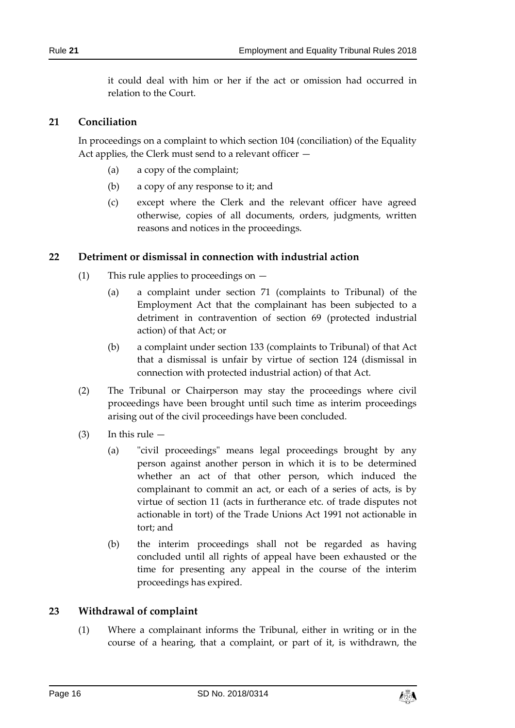it could deal with him or her if the act or omission had occurred in relation to the Court.

## 21 Conciliation

In proceedings on a complaint to which section 104 (conciliation) of the Equality Act applies, the Clerk must send to a relevant officer —

(a) a copy of the complaint;

(b) a copy of any response to it; and

(c) except where the Clerk and the relevant officer have agreed otherwise, copies of all documents, orders, judgments, written reasons and notices in the proceedings.

## 22 Detriment or dismissal in connection with industrial action

(1) This rule applies to proceedings on —

(a) a complaint under section 71 (complaints to Tribunal) of the Employment Act that the complainant has been subjected to a detriment in contravention of section 69 (protected industrial action) of that Act; or

(b) a complaint under section 133 (complaints to Tribunal) of that Act that a dismissal is unfair by virtue of section 124 (dismissal in connection with protected industrial action) of that Act.

(2) The Tribunal or Chairperson may stay the proceedings where civil proceedings have been brought until such time as interim proceedings arising out of the civil proceedings have been concluded.

(3) In this rule —

(a) "civil proceedings" means legal proceedings brought by any person against another person in which it is to be determined whether an act of that other person, which induced the complainant to commit an act, or each of a series of acts, is by virtue of section 11 (acts in furtherance etc. of trade disputes not actionable in tort) of the Trade Unions Act 1991 not actionable in tort; and

(b) the interim proceedings shall not be regarded as having concluded until all rights of appeal have been exhausted or the time for presenting any appeal in the course of the interim proceedings has expired.

## 23 Withdrawal of complaint

(1) Where a complainant informs the Tribunal, either in writing or in the course of a hearing, that a complaint, or part of it, is withdrawn, the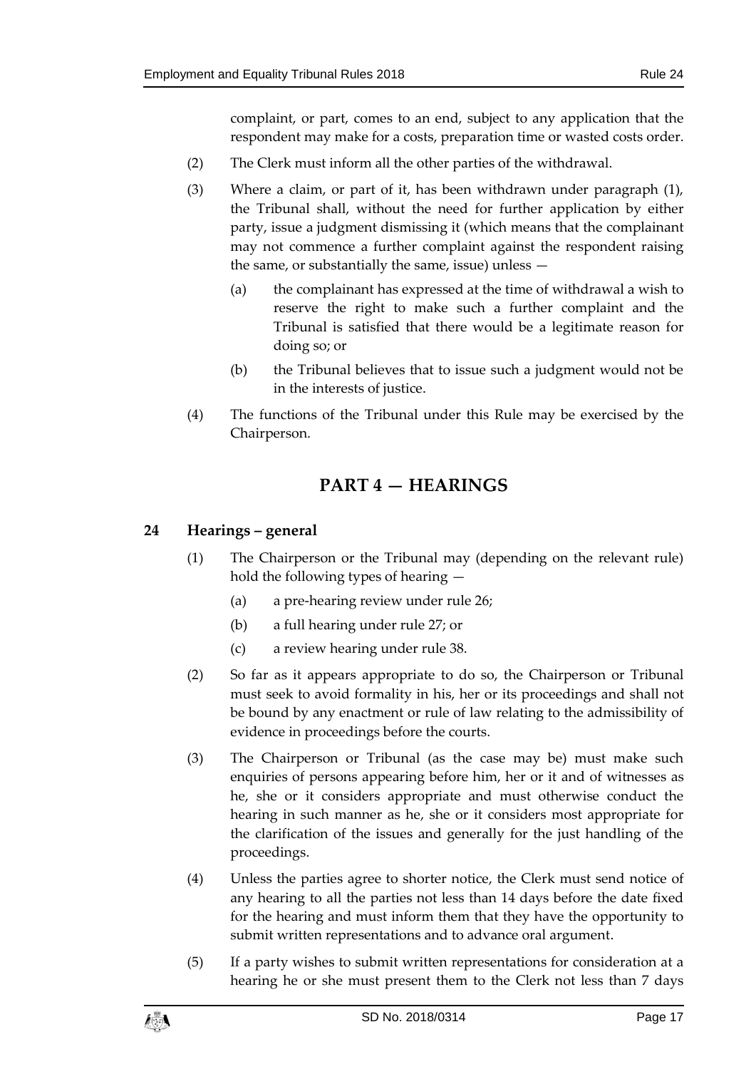complaint, or part, comes to an end, subject to any application that the respondent may make for a costs, preparation time or wasted costs order.

(2) The Clerk must inform all the other parties of the withdrawal.

(3) Where a claim, or part of it, has been withdrawn under paragraph (1), the Tribunal shall, without the need for further application by either party, issue a judgment dismissing it (which means that the complainant may not commence a further complaint against the respondent raising the same, or substantially the same, issue) unless —

(a) the complainant has expressed at the time of withdrawal a wish to reserve the right to make such a further complaint and the Tribunal is satisfied that there would be a legitimate reason for doing so; or

(b) the Tribunal believes that to issue such a judgment would not be in the interests of justice.

(4) The functions of the Tribunal under this Rule may be exercised by the Chairperson.

## PART 4 — HEARINGS

### 24 Hearings – general

(1) The Chairperson or the Tribunal may (depending on the relevant rule) hold the following types of hearing —

(a) a pre-hearing review under rule 26;

(b) a full hearing under rule 27; or

(c) a review hearing under rule 38.

(2) So far as it appears appropriate to do so, the Chairperson or Tribunal must seek to avoid formality in his, her or its proceedings and shall not be bound by any enactment or rule of law relating to the admissibility of evidence in proceedings before the courts.

(3) The Chairperson or Tribunal (as the case may be) must make such enquiries of persons appearing before him, her or it and of witnesses as he, she or it considers appropriate and must otherwise conduct the hearing in such manner as he, she or it considers most appropriate for the clarification of the issues and generally for the just handling of the proceedings.

(4) Unless the parties agree to shorter notice, the Clerk must send notice of any hearing to all the parties not less than 14 days before the date fixed for the hearing and must inform them that they have the opportunity to submit written representations and to advance oral argument.

(5) If a party wishes to submit written representations for consideration at a hearing he or she must present them to the Clerk not less than 7 days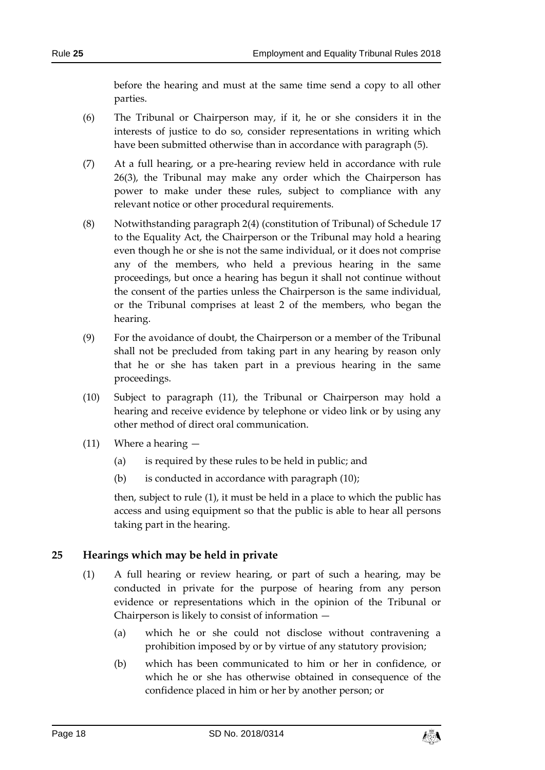before the hearing and must at the same time send a copy to all other parties.

(6) The Tribunal or Chairperson may, if it, he or she considers it in the interests of justice to do so, consider representations in writing which have been submitted otherwise than in accordance with paragraph (5).

(7) At a full hearing, or a pre-hearing review held in accordance with rule 26(3), the Tribunal may make any order which the Chairperson has power to make under these rules, subject to compliance with any relevant notice or other procedural requirements.

(8) Notwithstanding paragraph 2(4) (constitution of Tribunal) of Schedule 17 to the Equality Act, the Chairperson or the Tribunal may hold a hearing even though he or she is not the same individual, or it does not comprise any of the members, who held a previous hearing in the same proceedings, but once a hearing has begun it shall not continue without the consent of the parties unless the Chairperson is the same individual, or the Tribunal comprises at least 2 of the members, who began the hearing.

(9) For the avoidance of doubt, the Chairperson or a member of the Tribunal shall not be precluded from taking part in any hearing by reason only that he or she has taken part in a previous hearing in the same proceedings.

(10) Subject to paragraph (11), the Tribunal or Chairperson may hold a hearing and receive evidence by telephone or video link or by using any other method of direct oral communication.

(11) Where a hearing —

(a) is required by these rules to be held in public; and

(b) is conducted in accordance with paragraph (10);

then, subject to rule (1), it must be held in a place to which the public has access and using equipment so that the public is able to hear all persons taking part in the hearing.

## 25 Hearings which may be held in private

(1) A full hearing or review hearing, or part of such a hearing, may be conducted in private for the purpose of hearing from any person evidence or representations which in the opinion of the Tribunal or Chairperson is likely to consist of information —

(a) which he or she could not disclose without contravening a prohibition imposed by or by virtue of any statutory provision;

(b) which has been communicated to him or her in confidence, or which he or she has otherwise obtained in consequence of the confidence placed in him or her by another person; or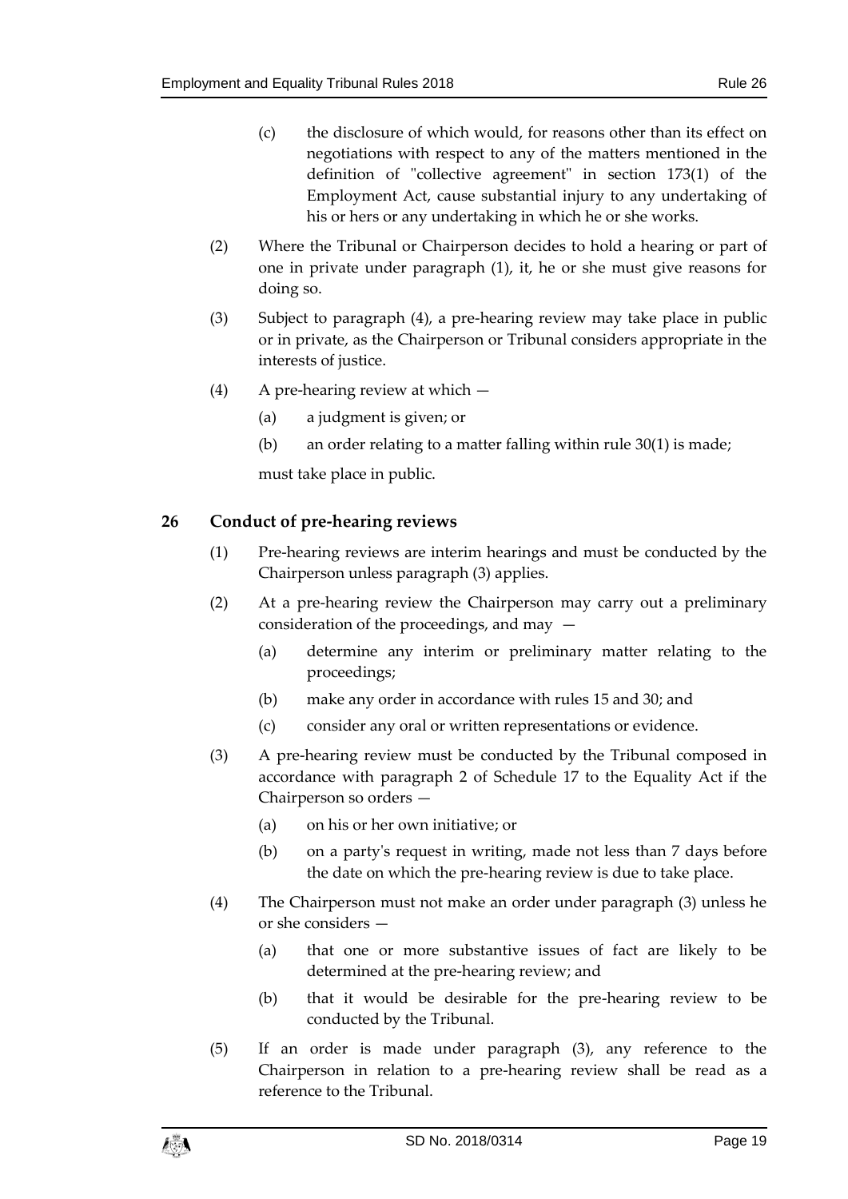(c) the disclosure of which would, for reasons other than its effect on negotiations with respect to any of the matters mentioned in the definition of "collective agreement" in section 173(1) of the Employment Act, cause substantial injury to any undertaking of his or hers or any undertaking in which he or she works.

(2) Where the Tribunal or Chairperson decides to hold a hearing or part of one in private under paragraph (1), it, he or she must give reasons for doing so.

(3) Subject to paragraph (4), a pre-hearing review may take place in public or in private, as the Chairperson or Tribunal considers appropriate in the interests of justice.

(4) A pre-hearing review at which —

(a) a judgment is given; or

(b) an order relating to a matter falling within rule 30(1) is made;

must take place in public.

## 26 Conduct of pre-hearing reviews

(1) Pre-hearing reviews are interim hearings and must be conducted by the Chairperson unless paragraph (3) applies.

(2) At a pre-hearing review the Chairperson may carry out a preliminary consideration of the proceedings, and may —

(a) determine any interim or preliminary matter relating to the proceedings;

(b) make any order in accordance with rules 15 and 30; and

(c) consider any oral or written representations or evidence.

(3) A pre-hearing review must be conducted by the Tribunal composed in accordance with paragraph 2 of Schedule 17 to the Equality Act if the Chairperson so orders —

(a) on his or her own initiative; or

(b) on a party's request in writing, made not less than 7 days before the date on which the pre-hearing review is due to take place.

(4) The Chairperson must not make an order under paragraph (3) unless he or she considers —

(a) that one or more substantive issues of fact are likely to be determined at the pre-hearing review; and

(b) that it would be desirable for the pre-hearing review to be conducted by the Tribunal.

(5) If an order is made under paragraph (3), any reference to the Chairperson in relation to a pre-hearing review shall be read as a reference to the Tribunal.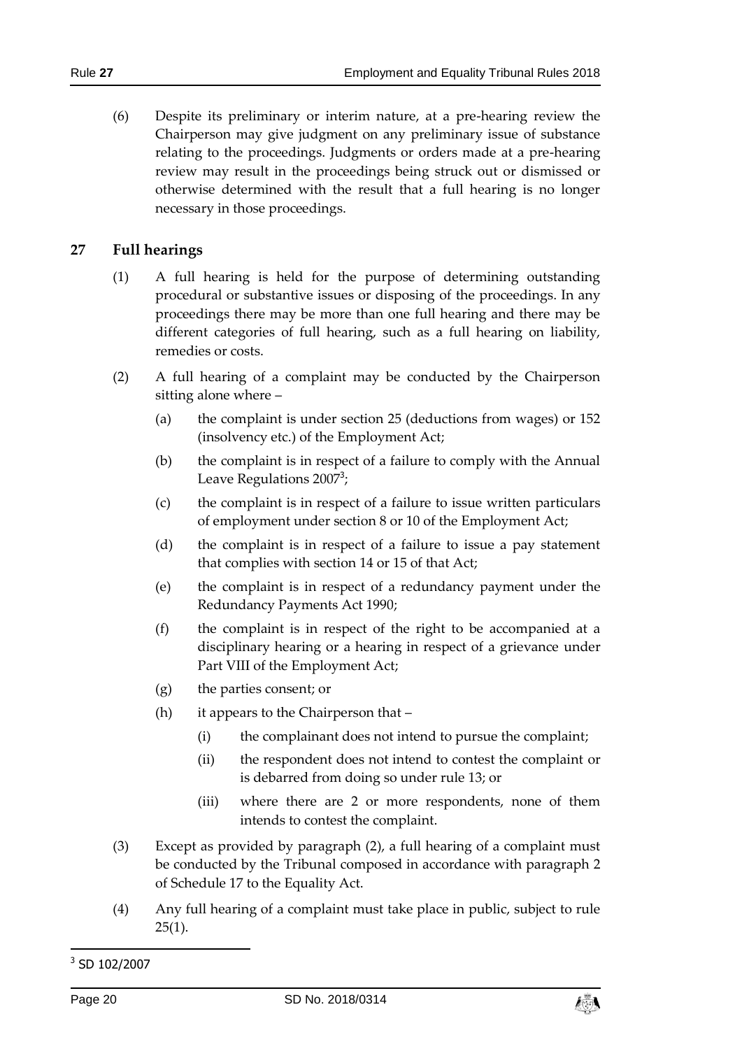(6) Despite its preliminary or interim nature, at a pre-hearing review the Chairperson may give judgment on any preliminary issue of substance relating to the proceedings. Judgments or orders made at a pre-hearing review may result in the proceedings being struck out or dismissed or otherwise determined with the result that a full hearing is no longer necessary in those proceedings.

## 27 Full hearings

(1) A full hearing is held for the purpose of determining outstanding procedural or substantive issues or disposing of the proceedings. In any proceedings there may be more than one full hearing and there may be different categories of full hearing, such as a full hearing on liability, remedies or costs.

(2) A full hearing of a complaint may be conducted by the Chairperson sitting alone where –

(a) the complaint is under section 25 (deductions from wages) or 152 (insolvency etc.) of the Employment Act;

(b) the complaint is in respect of a failure to comply with the Annual Leave Regulations 2007[3];

(c) the complaint is in respect of a failure to issue written particulars of employment under section 8 or 10 of the Employment Act;

(d) the complaint is in respect of a failure to issue a pay statement that complies with section 14 or 15 of that Act;

(e) the complaint is in respect of a redundancy payment under the Redundancy Payments Act 1990;

(f) the complaint is in respect of the right to be accompanied at a disciplinary hearing or a hearing in respect of a grievance under Part VIII of the Employment Act;

(g) the parties consent; or

(h) it appears to the Chairperson that –

(i) the complainant does not intend to pursue the complaint;

(ii) the respondent does not intend to contest the complaint or is debarred from doing so under rule 13; or

(iii) where there are 2 or more respondents, none of them intends to contest the complaint.

(3) Except as provided by paragraph (2), a full hearing of a complaint must be conducted by the Tribunal composed in accordance with paragraph 2 of Schedule 17 to the Equality Act.

(4) Any full hearing of a complaint must take place in public, subject to rule 25(1).

---

[3] SD 102/2007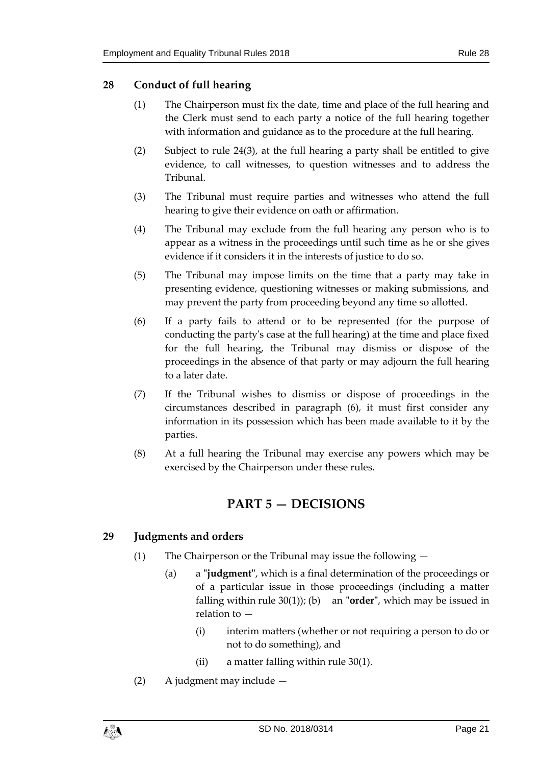## 28 Conduct of full hearing

(1) The Chairperson must fix the date, time and place of the full hearing and the Clerk must send to each party a notice of the full hearing together with information and guidance as to the procedure at the full hearing.

(2) Subject to rule 24(3), at the full hearing a party shall be entitled to give evidence, to call witnesses, to question witnesses and to address the Tribunal.

(3) The Tribunal must require parties and witnesses who attend the full hearing to give their evidence on oath or affirmation.

(4) The Tribunal may exclude from the full hearing any person who is to appear as a witness in the proceedings until such time as he or she gives evidence if it considers it in the interests of justice to do so.

(5) The Tribunal may impose limits on the time that a party may take in presenting evidence, questioning witnesses or making submissions, and may prevent the party from proceeding beyond any time so allotted.

(6) If a party fails to attend or to be represented (for the purpose of conducting the party's case at the full hearing) at the time and place fixed for the full hearing, the Tribunal may dismiss or dispose of the proceedings in the absence of that party or may adjourn the full hearing to a later date.

(7) If the Tribunal wishes to dismiss or dispose of proceedings in the circumstances described in paragraph (6), it must first consider any information in its possession which has been made available to it by the parties.

(8) At a full hearing the Tribunal may exercise any powers which may be exercised by the Chairperson under these rules.

# PART 5 — DECISIONS

## 29 Judgments and orders

(1) The Chairperson or the Tribunal may issue the following —

(a) a "**judgment**", which is a final determination of the proceedings or of a particular issue in those proceedings (including a matter falling within rule 30(1));

(b) an "**order**", which may be issued in relation to —

(i) interim matters (whether or not requiring a person to do or not to do something), and

(ii) a matter falling within rule 30(1).

(2) A judgment may include —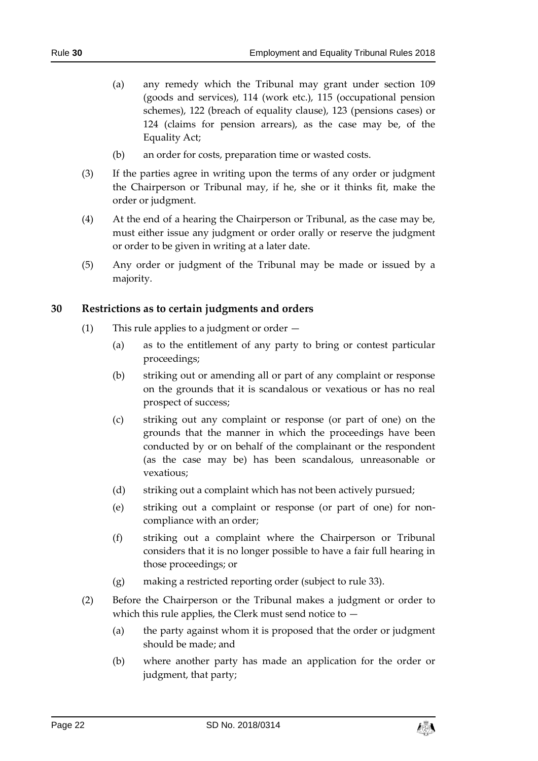(a) any remedy which the Tribunal may grant under section 109 (goods and services), 114 (work etc.), 115 (occupational pension schemes), 122 (breach of equality clause), 123 (pensions cases) or 124 (claims for pension arrears), as the case may be, of the Equality Act;

(b) an order for costs, preparation time or wasted costs.

(3) If the parties agree in writing upon the terms of any order or judgment the Chairperson or Tribunal may, if he, she or it thinks fit, make the order or judgment.

(4) At the end of a hearing the Chairperson or Tribunal, as the case may be, must either issue any judgment or order orally or reserve the judgment or order to be given in writing at a later date.

(5) Any order or judgment of the Tribunal may be made or issued by a majority.

## 30 Restrictions as to certain judgments and orders

(1) This rule applies to a judgment or order —

(a) as to the entitlement of any party to bring or contest particular proceedings;

(b) striking out or amending all or part of any complaint or response on the grounds that it is scandalous or vexatious or has no real prospect of success;

(c) striking out any complaint or response (or part of one) on the grounds that the manner in which the proceedings have been conducted by or on behalf of the complainant or the respondent (as the case may be) has been scandalous, unreasonable or vexatious;

(d) striking out a complaint which has not been actively pursued;

(e) striking out a complaint or response (or part of one) for non-compliance with an order;

(f) striking out a complaint where the Chairperson or Tribunal considers that it is no longer possible to have a fair full hearing in those proceedings; or

(g) making a restricted reporting order (subject to rule 33).

(2) Before the Chairperson or the Tribunal makes a judgment or order to which this rule applies, the Clerk must send notice to —

(a) the party against whom it is proposed that the order or judgment should be made; and

(b) where another party has made an application for the order or judgment, that party;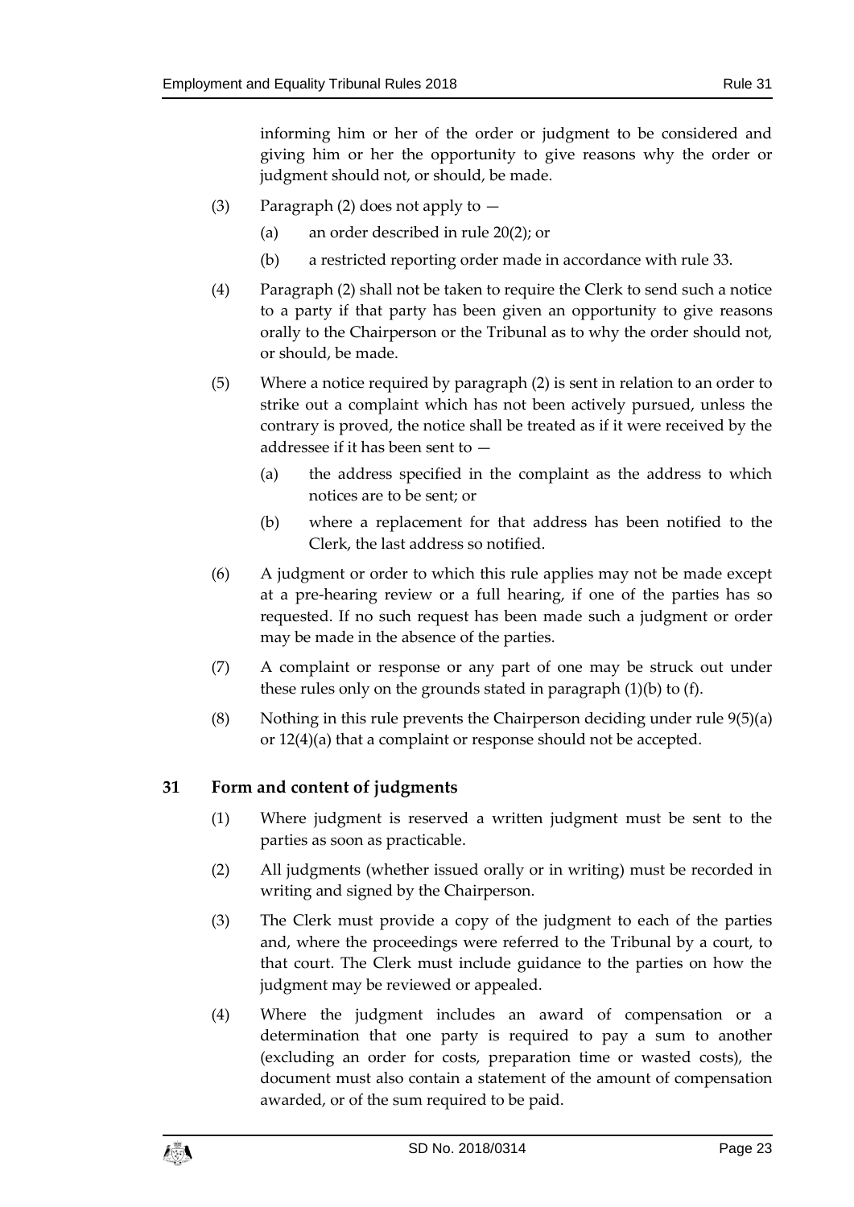informing him or her of the order or judgment to be considered and giving him or her the opportunity to give reasons why the order or judgment should not, or should, be made.

(3) Paragraph (2) does not apply to —

(a) an order described in rule 20(2); or

(b) a restricted reporting order made in accordance with rule 33.

(4) Paragraph (2) shall not be taken to require the Clerk to send such a notice to a party if that party has been given an opportunity to give reasons orally to the Chairperson or the Tribunal as to why the order should not, or should, be made.

(5) Where a notice required by paragraph (2) is sent in relation to an order to strike out a complaint which has not been actively pursued, unless the contrary is proved, the notice shall be treated as if it were received by the addressee if it has been sent to —

(a) the address specified in the complaint as the address to which notices are to be sent; or

(b) where a replacement for that address has been notified to the Clerk, the last address so notified.

(6) A judgment or order to which this rule applies may not be made except at a pre-hearing review or a full hearing, if one of the parties has so requested. If no such request has been made such a judgment or order may be made in the absence of the parties.

(7) A complaint or response or any part of one may be struck out under these rules only on the grounds stated in paragraph (1)(b) to (f).

(8) Nothing in this rule prevents the Chairperson deciding under rule 9(5)(a) or 12(4)(a) that a complaint or response should not be accepted.

## 31 Form and content of judgments

(1) Where judgment is reserved a written judgment must be sent to the parties as soon as practicable.

(2) All judgments (whether issued orally or in writing) must be recorded in writing and signed by the Chairperson.

(3) The Clerk must provide a copy of the judgment to each of the parties and, where the proceedings were referred to the Tribunal by a court, to that court. The Clerk must include guidance to the parties on how the judgment may be reviewed or appealed.

(4) Where the judgment includes an award of compensation or a determination that one party is required to pay a sum to another (excluding an order for costs, preparation time or wasted costs), the document must also contain a statement of the amount of compensation awarded, or of the sum required to be paid.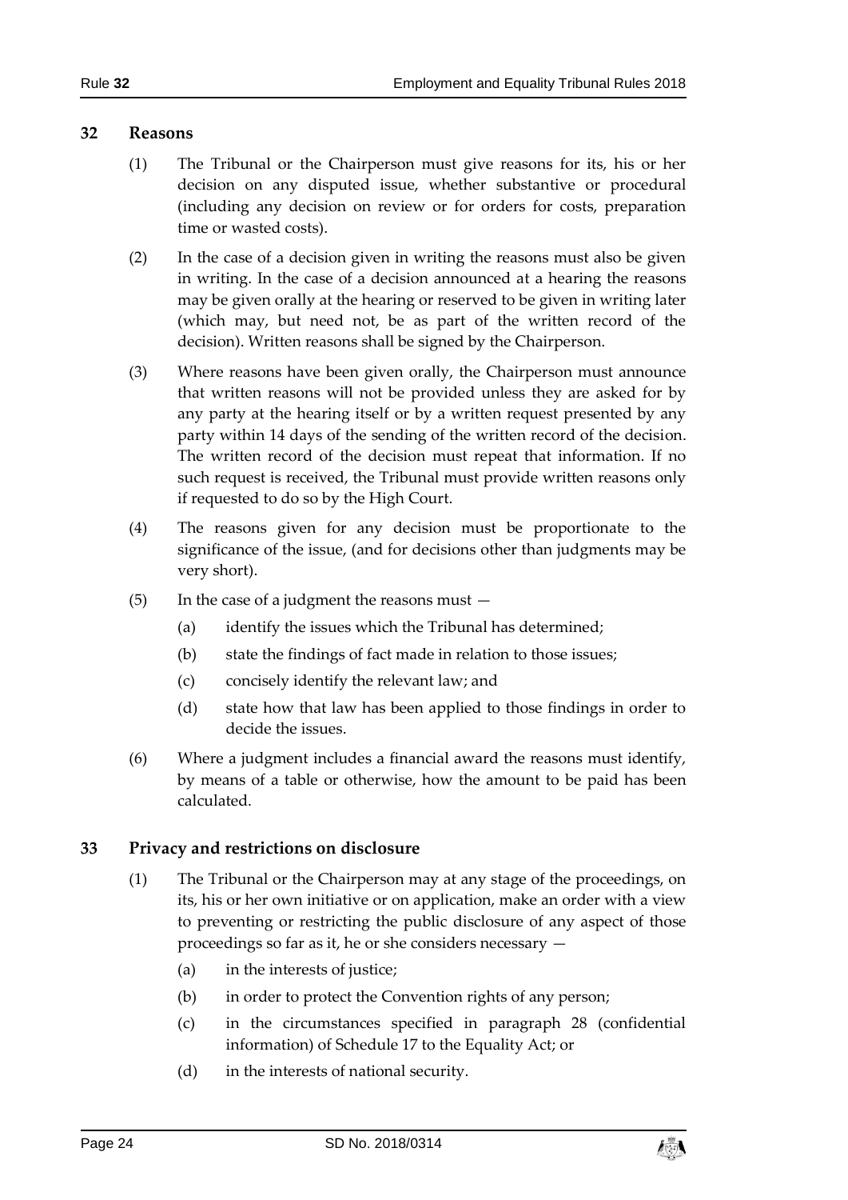## 32 Reasons

(1) The Tribunal or the Chairperson must give reasons for its, his or her decision on any disputed issue, whether substantive or procedural (including any decision on review or for orders for costs, preparation time or wasted costs).

(2) In the case of a decision given in writing the reasons must also be given in writing. In the case of a decision announced at a hearing the reasons may be given orally at the hearing or reserved to be given in writing later (which may, but need not, be as part of the written record of the decision). Written reasons shall be signed by the Chairperson.

(3) Where reasons have been given orally, the Chairperson must announce that written reasons will not be provided unless they are asked for by any party at the hearing itself or by a written request presented by any party within 14 days of the sending of the written record of the decision. The written record of the decision must repeat that information. If no such request is received, the Tribunal must provide written reasons only if requested to do so by the High Court.

(4) The reasons given for any decision must be proportionate to the significance of the issue, (and for decisions other than judgments may be very short).

(5) In the case of a judgment the reasons must —

(a) identify the issues which the Tribunal has determined;

(b) state the findings of fact made in relation to those issues;

(c) concisely identify the relevant law; and

(d) state how that law has been applied to those findings in order to decide the issues.

(6) Where a judgment includes a financial award the reasons must identify, by means of a table or otherwise, how the amount to be paid has been calculated.

## 33 Privacy and restrictions on disclosure

(1) The Tribunal or the Chairperson may at any stage of the proceedings, on its, his or her own initiative or on application, make an order with a view to preventing or restricting the public disclosure of any aspect of those proceedings so far as it, he or she considers necessary —

(a) in the interests of justice;

(b) in order to protect the Convention rights of any person;

(c) in the circumstances specified in paragraph 28 (confidential information) of Schedule 17 to the Equality Act; or

(d) in the interests of national security.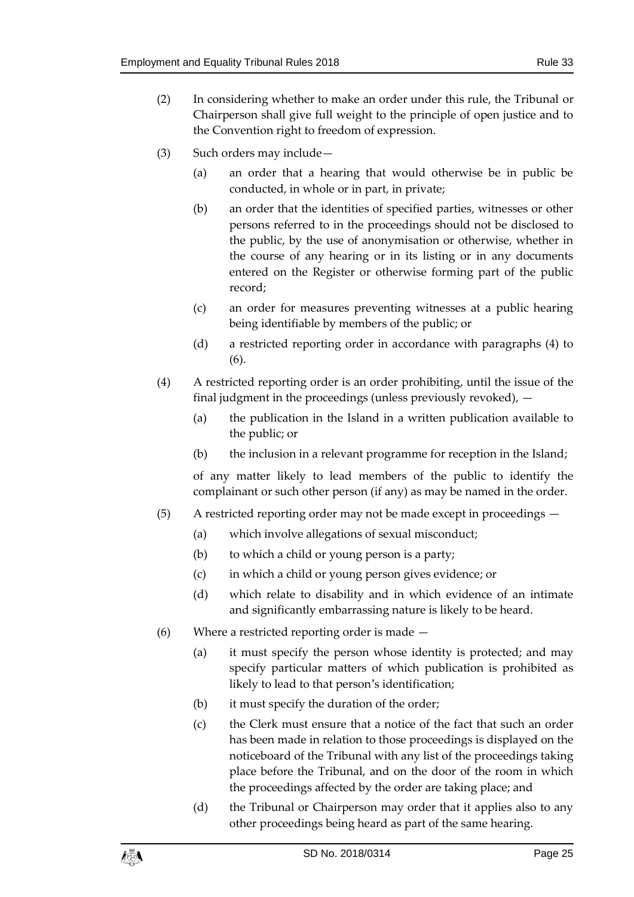(2) In considering whether to make an order under this rule, the Tribunal or Chairperson shall give full weight to the principle of open justice and to the Convention right to freedom of expression.

(3) Such orders may include—

   (a) an order that a hearing that would otherwise be in public be conducted, in whole or in part, in private;

   (b) an order that the identities of specified parties, witnesses or other persons referred to in the proceedings should not be disclosed to the public, by the use of anonymisation or otherwise, whether in the course of any hearing or in its listing or in any documents entered on the Register or otherwise forming part of the public record;

   (c) an order for measures preventing witnesses at a public hearing being identifiable by members of the public; or

   (d) a restricted reporting order in accordance with paragraphs (4) to (6).

(4) A restricted reporting order is an order prohibiting, until the issue of the final judgment in the proceedings (unless previously revoked), —

   (a) the publication in the Island in a written publication available to the public; or

   (b) the inclusion in a relevant programme for reception in the Island;

   of any matter likely to lead members of the public to identify the complainant or such other person (if any) as may be named in the order.

(5) A restricted reporting order may not be made except in proceedings —

   (a) which involve allegations of sexual misconduct;

   (b) to which a child or young person is a party;

   (c) in which a child or young person gives evidence; or

   (d) which relate to disability and in which evidence of an intimate and significantly embarrassing nature is likely to be heard.

(6) Where a restricted reporting order is made —

   (a) it must specify the person whose identity is protected; and may specify particular matters of which publication is prohibited as likely to lead to that person's identification;

   (b) it must specify the duration of the order;

   (c) the Clerk must ensure that a notice of the fact that such an order has been made in relation to those proceedings is displayed on the noticeboard of the Tribunal with any list of the proceedings taking place before the Tribunal, and on the door of the room in which the proceedings affected by the order are taking place; and

   (d) the Tribunal or Chairperson may order that it applies also to any other proceedings being heard as part of the same hearing.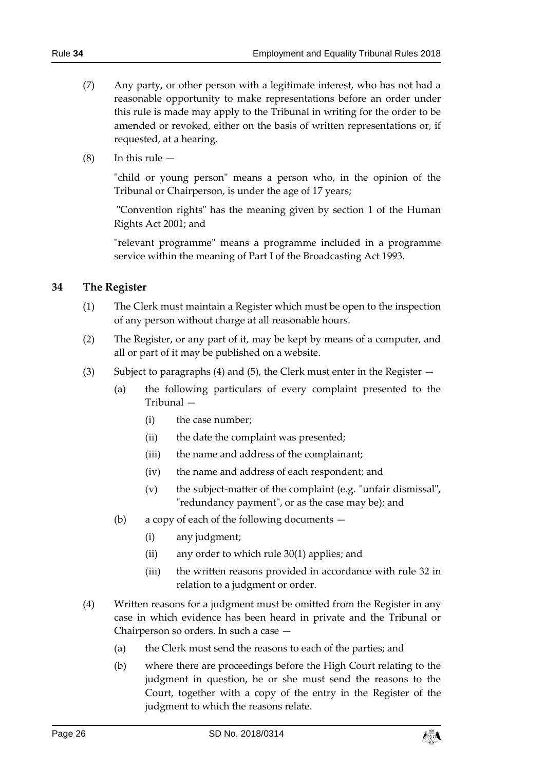(7) Any party, or other person with a legitimate interest, who has not had a reasonable opportunity to make representations before an order under this rule is made may apply to the Tribunal in writing for the order to be amended or revoked, either on the basis of written representations or, if requested, at a hearing.

(8) In this rule —

"child or young person" means a person who, in the opinion of the Tribunal or Chairperson, is under the age of 17 years;

"Convention rights" has the meaning given by section 1 of the Human Rights Act 2001; and

"relevant programme" means a programme included in a programme service within the meaning of Part I of the Broadcasting Act 1993.

## 34 The Register

(1) The Clerk must maintain a Register which must be open to the inspection of any person without charge at all reasonable hours.

(2) The Register, or any part of it, may be kept by means of a computer, and all or part of it may be published on a website.

(3) Subject to paragraphs (4) and (5), the Clerk must enter in the Register —

(a) the following particulars of every complaint presented to the Tribunal —

(i) the case number;

(ii) the date the complaint was presented;

(iii) the name and address of the complainant;

(iv) the name and address of each respondent; and

(v) the subject-matter of the complaint (e.g. "unfair dismissal", "redundancy payment", or as the case may be); and

(b) a copy of each of the following documents —

(i) any judgment;

(ii) any order to which rule 30(1) applies; and

(iii) the written reasons provided in accordance with rule 32 in relation to a judgment or order.

(4) Written reasons for a judgment must be omitted from the Register in any case in which evidence has been heard in private and the Tribunal or Chairperson so orders. In such a case —

(a) the Clerk must send the reasons to each of the parties; and

(b) where there are proceedings before the High Court relating to the judgment in question, he or she must send the reasons to the Court, together with a copy of the entry in the Register of the judgment to which the reasons relate.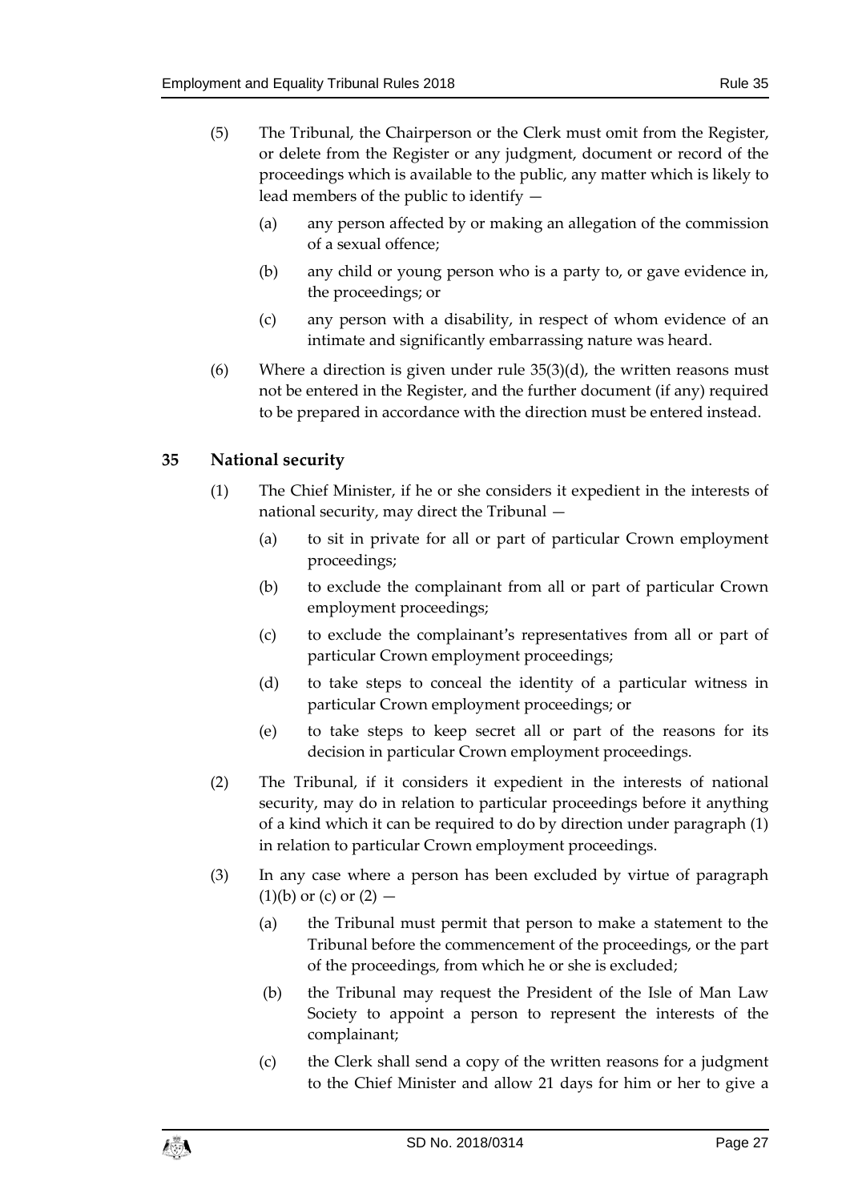(5) The Tribunal, the Chairperson or the Clerk must omit from the Register, or delete from the Register or any judgment, document or record of the proceedings which is available to the public, any matter which is likely to lead members of the public to identify —

(a) any person affected by or making an allegation of the commission of a sexual offence;

(b) any child or young person who is a party to, or gave evidence in, the proceedings; or

(c) any person with a disability, in respect of whom evidence of an intimate and significantly embarrassing nature was heard.

(6) Where a direction is given under rule 35(3)(d), the written reasons must not be entered in the Register, and the further document (if any) required to be prepared in accordance with the direction must be entered instead.

## 35 National security

(1) The Chief Minister, if he or she considers it expedient in the interests of national security, may direct the Tribunal —

(a) to sit in private for all or part of particular Crown employment proceedings;

(b) to exclude the complainant from all or part of particular Crown employment proceedings;

(c) to exclude the complainant's representatives from all or part of particular Crown employment proceedings;

(d) to take steps to conceal the identity of a particular witness in particular Crown employment proceedings; or

(e) to take steps to keep secret all or part of the reasons for its decision in particular Crown employment proceedings.

(2) The Tribunal, if it considers it expedient in the interests of national security, may do in relation to particular proceedings before it anything of a kind which it can be required to do by direction under paragraph (1) in relation to particular Crown employment proceedings.

(3) In any case where a person has been excluded by virtue of paragraph (1)(b) or (c) or (2) —

(a) the Tribunal must permit that person to make a statement to the Tribunal before the commencement of the proceedings, or the part of the proceedings, from which he or she is excluded;

(b) the Tribunal may request the President of the Isle of Man Law Society to appoint a person to represent the interests of the complainant;

(c) the Clerk shall send a copy of the written reasons for a judgment to the Chief Minister and allow 21 days for him or her to give a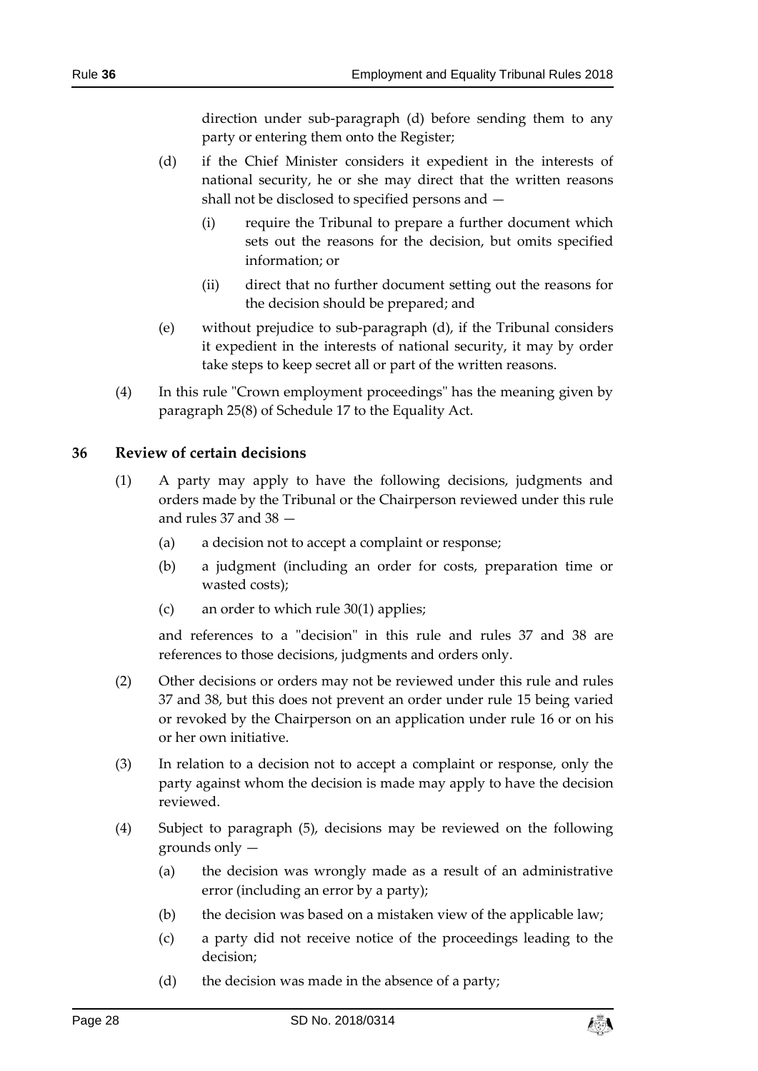direction under sub-paragraph (d) before sending them to any party or entering them onto the Register;

(d) if the Chief Minister considers it expedient in the interests of national security, he or she may direct that the written reasons shall not be disclosed to specified persons and —

(i) require the Tribunal to prepare a further document which sets out the reasons for the decision, but omits specified information; or

(ii) direct that no further document setting out the reasons for the decision should be prepared; and

(e) without prejudice to sub-paragraph (d), if the Tribunal considers it expedient in the interests of national security, it may by order take steps to keep secret all or part of the written reasons.

(4) In this rule "Crown employment proceedings" has the meaning given by paragraph 25(8) of Schedule 17 to the Equality Act.

## 36 Review of certain decisions

(1) A party may apply to have the following decisions, judgments and orders made by the Tribunal or the Chairperson reviewed under this rule and rules 37 and 38 —

(a) a decision not to accept a complaint or response;

(b) a judgment (including an order for costs, preparation time or wasted costs);

(c) an order to which rule 30(1) applies;

and references to a "decision" in this rule and rules 37 and 38 are references to those decisions, judgments and orders only.

(2) Other decisions or orders may not be reviewed under this rule and rules 37 and 38, but this does not prevent an order under rule 15 being varied or revoked by the Chairperson on an application under rule 16 or on his or her own initiative.

(3) In relation to a decision not to accept a complaint or response, only the party against whom the decision is made may apply to have the decision reviewed.

(4) Subject to paragraph (5), decisions may be reviewed on the following grounds only —

(a) the decision was wrongly made as a result of an administrative error (including an error by a party);

(b) the decision was based on a mistaken view of the applicable law;

(c) a party did not receive notice of the proceedings leading to the decision;

(d) the decision was made in the absence of a party;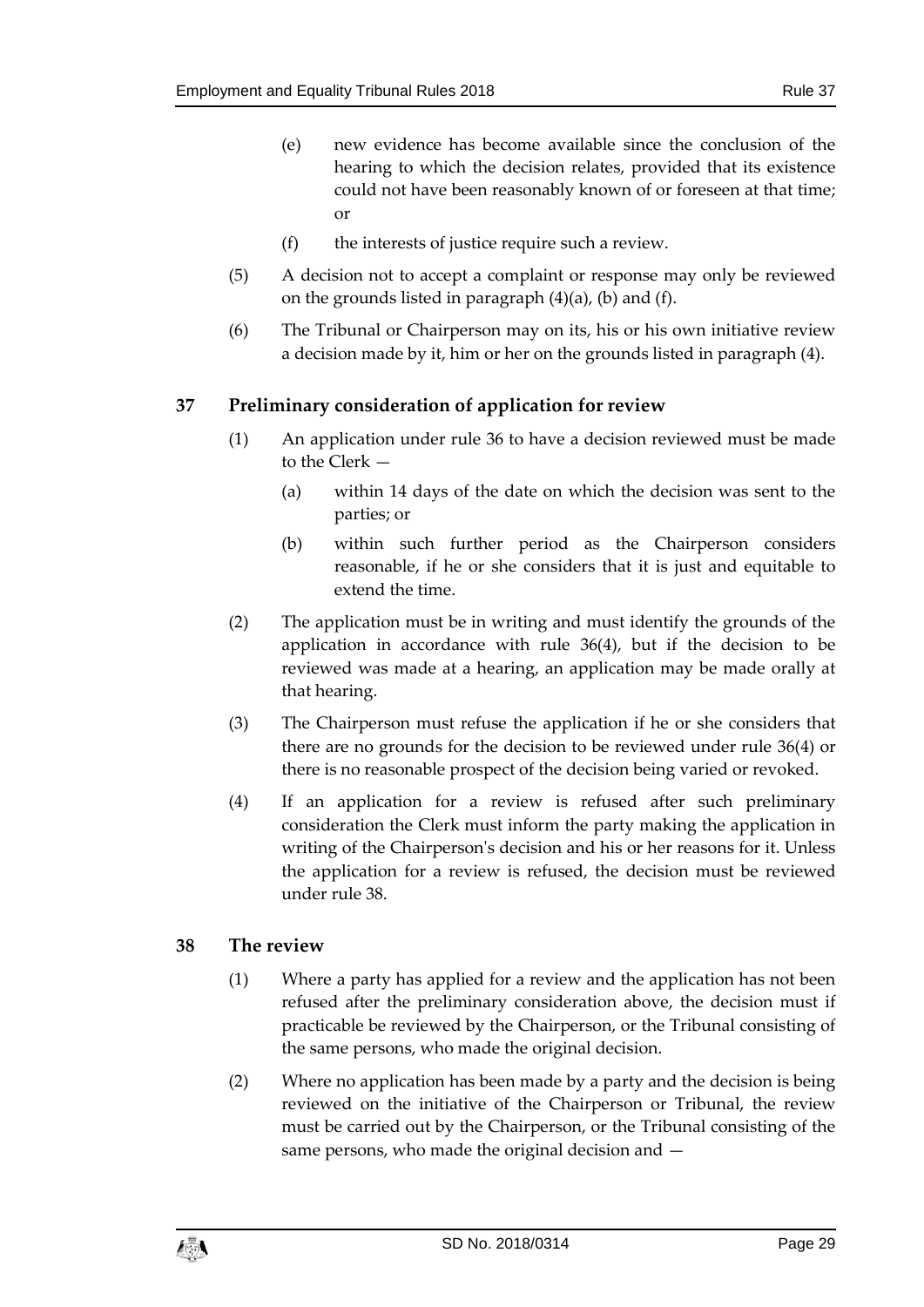(e) new evidence has become available since the conclusion of the hearing to which the decision relates, provided that its existence could not have been reasonably known of or foreseen at that time; or

(f) the interests of justice require such a review.

(5) A decision not to accept a complaint or response may only be reviewed on the grounds listed in paragraph (4)(a), (b) and (f).

(6) The Tribunal or Chairperson may on its, his or his own initiative review a decision made by it, him or her on the grounds listed in paragraph (4).

## 37 Preliminary consideration of application for review

(1) An application under rule 36 to have a decision reviewed must be made to the Clerk —

(a) within 14 days of the date on which the decision was sent to the parties; or

(b) within such further period as the Chairperson considers reasonable, if he or she considers that it is just and equitable to extend the time.

(2) The application must be in writing and must identify the grounds of the application in accordance with rule 36(4), but if the decision to be reviewed was made at a hearing, an application may be made orally at that hearing.

(3) The Chairperson must refuse the application if he or she considers that there are no grounds for the decision to be reviewed under rule 36(4) or there is no reasonable prospect of the decision being varied or revoked.

(4) If an application for a review is refused after such preliminary consideration the Clerk must inform the party making the application in writing of the Chairperson's decision and his or her reasons for it. Unless the application for a review is refused, the decision must be reviewed under rule 38.

## 38 The review

(1) Where a party has applied for a review and the application has not been refused after the preliminary consideration above, the decision must if practicable be reviewed by the Chairperson, or the Tribunal consisting of the same persons, who made the original decision.

(2) Where no application has been made by a party and the decision is being reviewed on the initiative of the Chairperson or Tribunal, the review must be carried out by the Chairperson, or the Tribunal consisting of the same persons, who made the original decision and —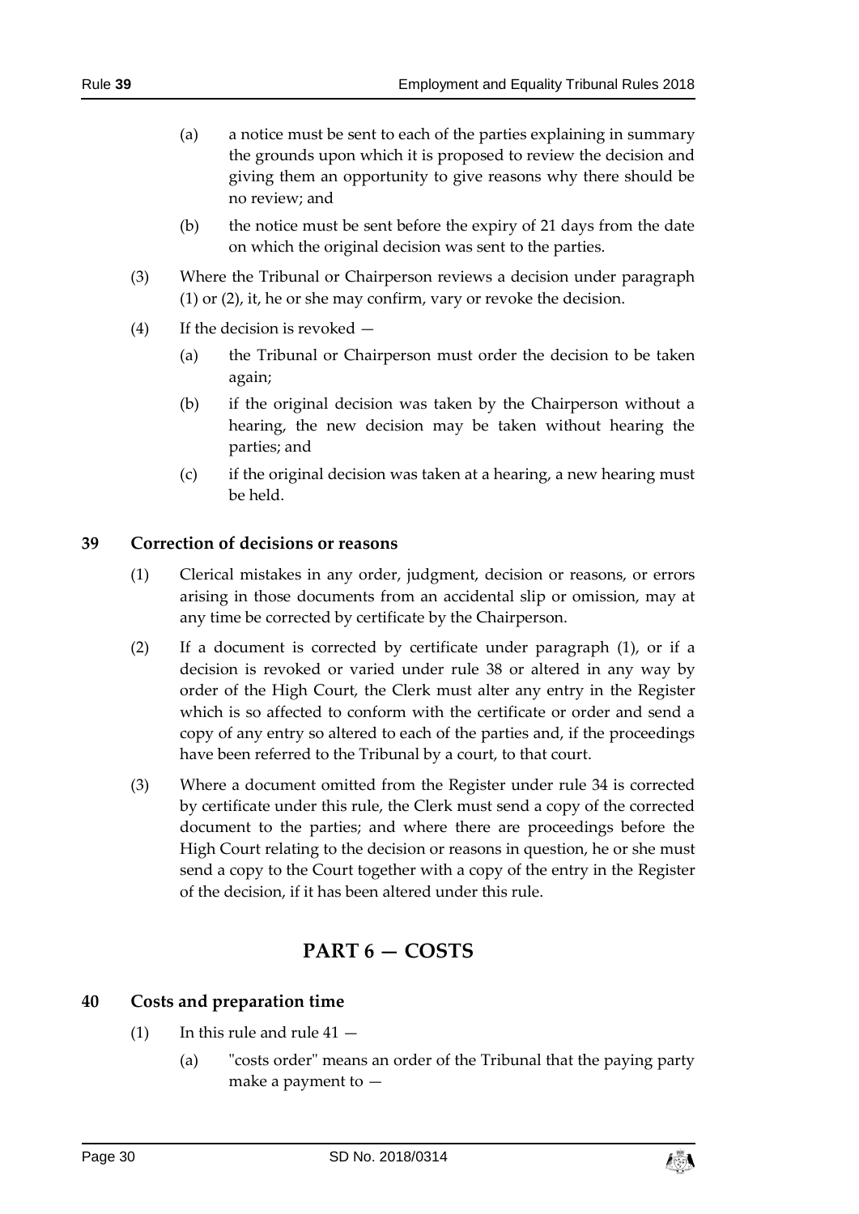(a) a notice must be sent to each of the parties explaining in summary the grounds upon which it is proposed to review the decision and giving them an opportunity to give reasons why there should be no review; and

(b) the notice must be sent before the expiry of 21 days from the date on which the original decision was sent to the parties.

(3) Where the Tribunal or Chairperson reviews a decision under paragraph (1) or (2), it, he or she may confirm, vary or revoke the decision.

(4) If the decision is revoked —

(a) the Tribunal or Chairperson must order the decision to be taken again;

(b) if the original decision was taken by the Chairperson without a hearing, the new decision may be taken without hearing the parties; and

(c) if the original decision was taken at a hearing, a new hearing must be held.

### 39 Correction of decisions or reasons

(1) Clerical mistakes in any order, judgment, decision or reasons, or errors arising in those documents from an accidental slip or omission, may at any time be corrected by certificate by the Chairperson.

(2) If a document is corrected by certificate under paragraph (1), or if a decision is revoked or varied under rule 38 or altered in any way by order of the High Court, the Clerk must alter any entry in the Register which is so affected to conform with the certificate or order and send a copy of any entry so altered to each of the parties and, if the proceedings have been referred to the Tribunal by a court, to that court.

(3) Where a document omitted from the Register under rule 34 is corrected by certificate under this rule, the Clerk must send a copy of the corrected document to the parties; and where there are proceedings before the High Court relating to the decision or reasons in question, he or she must send a copy to the Court together with a copy of the entry in the Register of the decision, if it has been altered under this rule.

## PART 6 — COSTS

### 40 Costs and preparation time

(1) In this rule and rule 41 —

(a) "costs order" means an order of the Tribunal that the paying party make a payment to —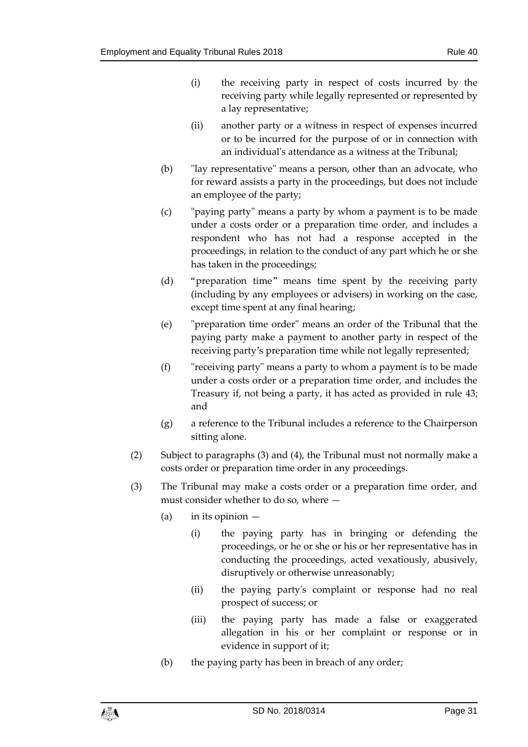(i) the receiving party in respect of costs incurred by the receiving party while legally represented or represented by a lay representative;

(ii) another party or a witness in respect of expenses incurred or to be incurred for the purpose of or in connection with an individual's attendance as a witness at the Tribunal;

(b) "lay representative" means a person, other than an advocate, who for reward assists a party in the proceedings, but does not include an employee of the party;

(c) "paying party" means a party by whom a payment is to be made under a costs order or a preparation time order, and includes a respondent who has not had a response accepted in the proceedings, in relation to the conduct of any part which he or she has taken in the proceedings;

(d) "preparation time" means time spent by the receiving party (including by any employees or advisers) in working on the case, except time spent at any final hearing;

(e) "preparation time order" means an order of the Tribunal that the paying party make a payment to another party in respect of the receiving party's preparation time while not legally represented;

(f) "receiving party" means a party to whom a payment is to be made under a costs order or a preparation time order, and includes the Treasury if, not being a party, it has acted as provided in rule 43; and

(g) a reference to the Tribunal includes a reference to the Chairperson sitting alone.

(2) Subject to paragraphs (3) and (4), the Tribunal must not normally make a costs order or preparation time order in any proceedings.

(3) The Tribunal may make a costs order or a preparation time order, and must consider whether to do so, where —

(a) in its opinion —

(i) the paying party has in bringing or defending the proceedings, or he or she or his or her representative has in conducting the proceedings, acted vexatiously, abusively, disruptively or otherwise unreasonably;

(ii) the paying party's complaint or response had no real prospect of success; or

(iii) the paying party has made a false or exaggerated allegation in his or her complaint or response or in evidence in support of it;

(b) the paying party has been in breach of any order;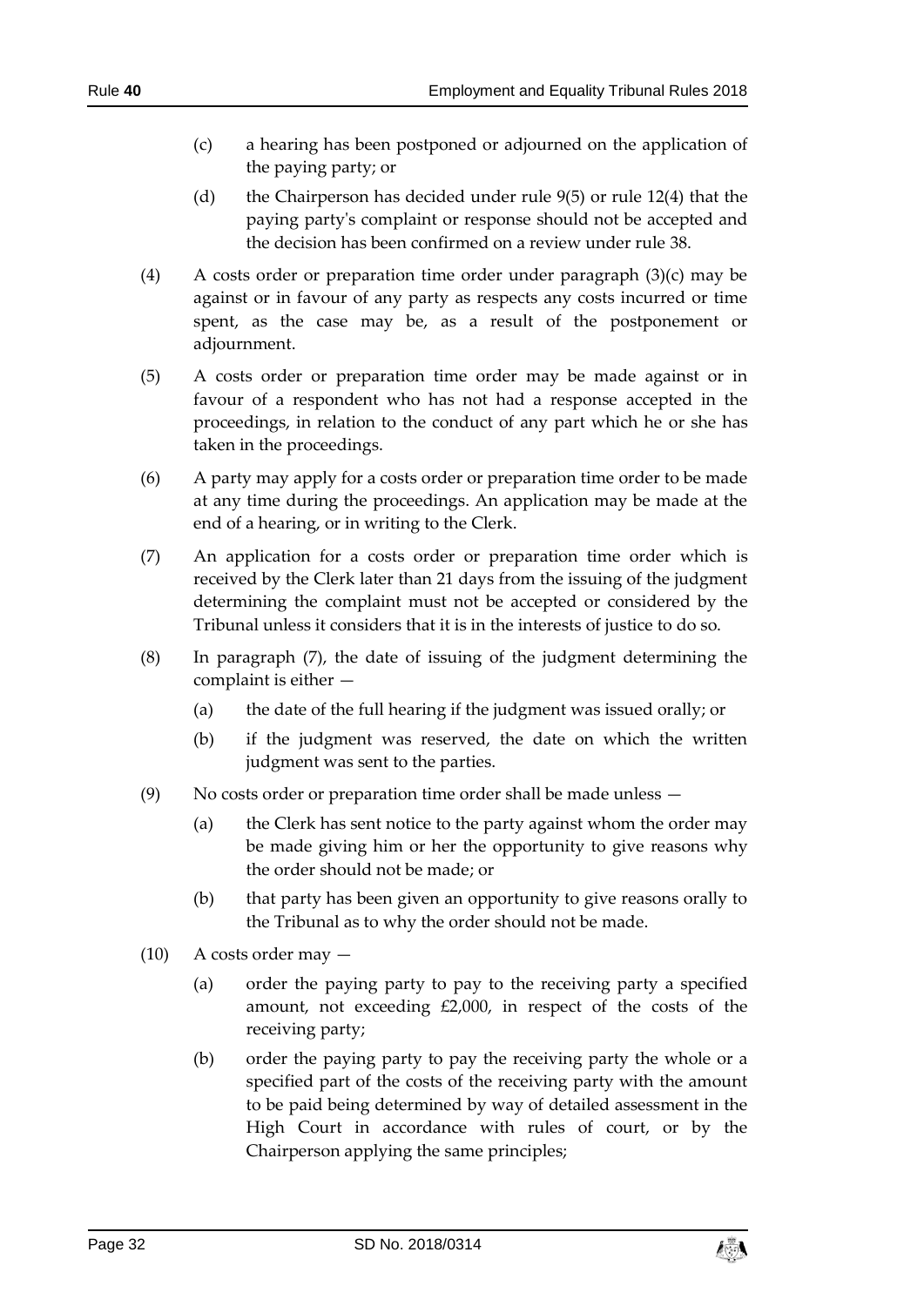(c) a hearing has been postponed or adjourned on the application of the paying party; or

(d) the Chairperson has decided under rule 9(5) or rule 12(4) that the paying party's complaint or response should not be accepted and the decision has been confirmed on a review under rule 38.

(4) A costs order or preparation time order under paragraph (3)(c) may be against or in favour of any party as respects any costs incurred or time spent, as the case may be, as a result of the postponement or adjournment.

(5) A costs order or preparation time order may be made against or in favour of a respondent who has not had a response accepted in the proceedings, in relation to the conduct of any part which he or she has taken in the proceedings.

(6) A party may apply for a costs order or preparation time order to be made at any time during the proceedings. An application may be made at the end of a hearing, or in writing to the Clerk.

(7) An application for a costs order or preparation time order which is received by the Clerk later than 21 days from the issuing of the judgment determining the complaint must not be accepted or considered by the Tribunal unless it considers that it is in the interests of justice to do so.

(8) In paragraph (7), the date of issuing of the judgment determining the complaint is either —

(a) the date of the full hearing if the judgment was issued orally; or

(b) if the judgment was reserved, the date on which the written judgment was sent to the parties.

(9) No costs order or preparation time order shall be made unless —

(a) the Clerk has sent notice to the party against whom the order may be made giving him or her the opportunity to give reasons why the order should not be made; or

(b) that party has been given an opportunity to give reasons orally to the Tribunal as to why the order should not be made.

(10) A costs order may —

(a) order the paying party to pay to the receiving party a specified amount, not exceeding £2,000, in respect of the costs of the receiving party;

(b) order the paying party to pay the receiving party the whole or a specified part of the costs of the receiving party with the amount to be paid being determined by way of detailed assessment in the High Court in accordance with rules of court, or by the Chairperson applying the same principles;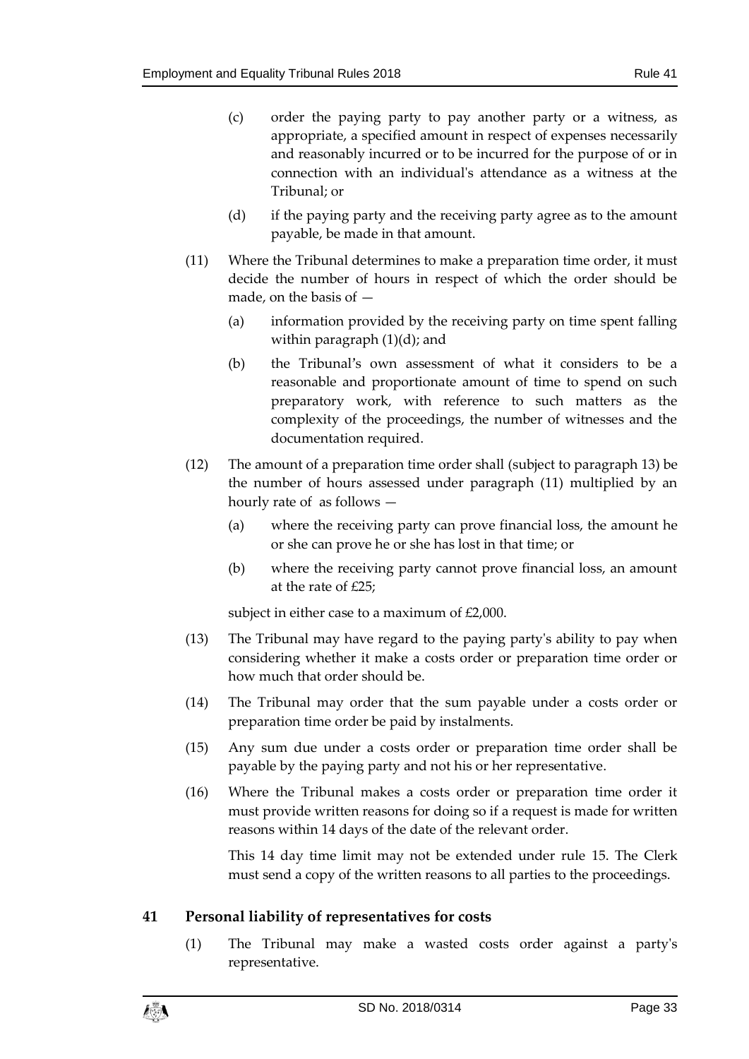(c) order the paying party to pay another party or a witness, as appropriate, a specified amount in respect of expenses necessarily and reasonably incurred or to be incurred for the purpose of or in connection with an individual's attendance as a witness at the Tribunal; or

(d) if the paying party and the receiving party agree as to the amount payable, be made in that amount.

(11) Where the Tribunal determines to make a preparation time order, it must decide the number of hours in respect of which the order should be made, on the basis of —

(a) information provided by the receiving party on time spent falling within paragraph (1)(d); and

(b) the Tribunal's own assessment of what it considers to be a reasonable and proportionate amount of time to spend on such preparatory work, with reference to such matters as the complexity of the proceedings, the number of witnesses and the documentation required.

(12) The amount of a preparation time order shall (subject to paragraph 13) be the number of hours assessed under paragraph (11) multiplied by an hourly rate of as follows —

(a) where the receiving party can prove financial loss, the amount he or she can prove he or she has lost in that time; or

(b) where the receiving party cannot prove financial loss, an amount at the rate of £25;

subject in either case to a maximum of £2,000.

(13) The Tribunal may have regard to the paying party's ability to pay when considering whether it make a costs order or preparation time order or how much that order should be.

(14) The Tribunal may order that the sum payable under a costs order or preparation time order be paid by instalments.

(15) Any sum due under a costs order or preparation time order shall be payable by the paying party and not his or her representative.

(16) Where the Tribunal makes a costs order or preparation time order it must provide written reasons for doing so if a request is made for written reasons within 14 days of the date of the relevant order.

This 14 day time limit may not be extended under rule 15. The Clerk must send a copy of the written reasons to all parties to the proceedings.

## 41 Personal liability of representatives for costs

(1) The Tribunal may make a wasted costs order against a party's representative.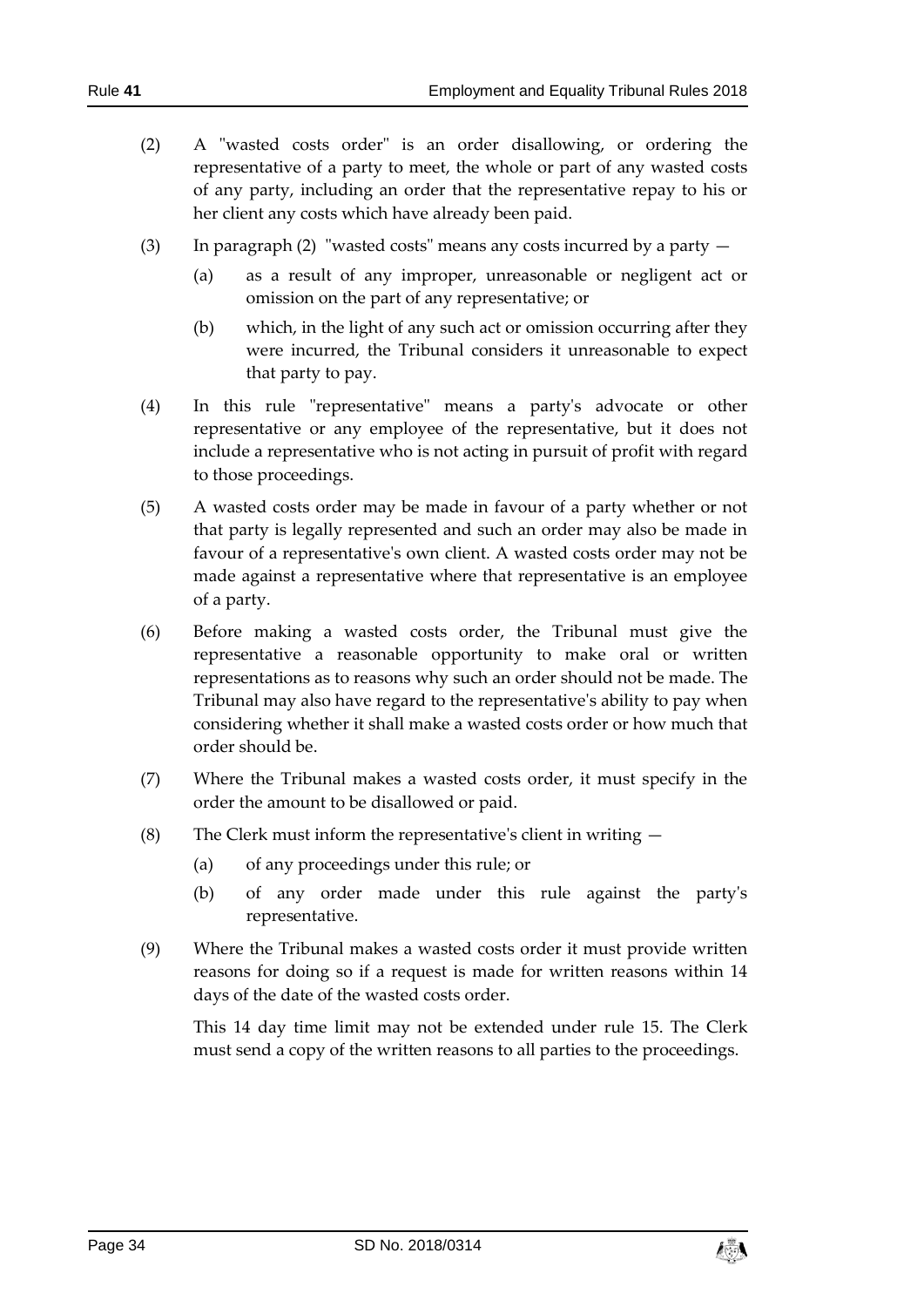(2) A "wasted costs order" is an order disallowing, or ordering the representative of a party to meet, the whole or part of any wasted costs of any party, including an order that the representative repay to his or her client any costs which have already been paid.

(3) In paragraph (2) "wasted costs" means any costs incurred by a party —

(a) as a result of any improper, unreasonable or negligent act or omission on the part of any representative; or

(b) which, in the light of any such act or omission occurring after they were incurred, the Tribunal considers it unreasonable to expect that party to pay.

(4) In this rule "representative" means a party's advocate or other representative or any employee of the representative, but it does not include a representative who is not acting in pursuit of profit with regard to those proceedings.

(5) A wasted costs order may be made in favour of a party whether or not that party is legally represented and such an order may also be made in favour of a representative's own client. A wasted costs order may not be made against a representative where that representative is an employee of a party.

(6) Before making a wasted costs order, the Tribunal must give the representative a reasonable opportunity to make oral or written representations as to reasons why such an order should not be made. The Tribunal may also have regard to the representative's ability to pay when considering whether it shall make a wasted costs order or how much that order should be.

(7) Where the Tribunal makes a wasted costs order, it must specify in the order the amount to be disallowed or paid.

(8) The Clerk must inform the representative's client in writing —

(a) of any proceedings under this rule; or

(b) of any order made under this rule against the party's representative.

(9) Where the Tribunal makes a wasted costs order it must provide written reasons for doing so if a request is made for written reasons within 14 days of the date of the wasted costs order.

This 14 day time limit may not be extended under rule 15. The Clerk must send a copy of the written reasons to all parties to the proceedings.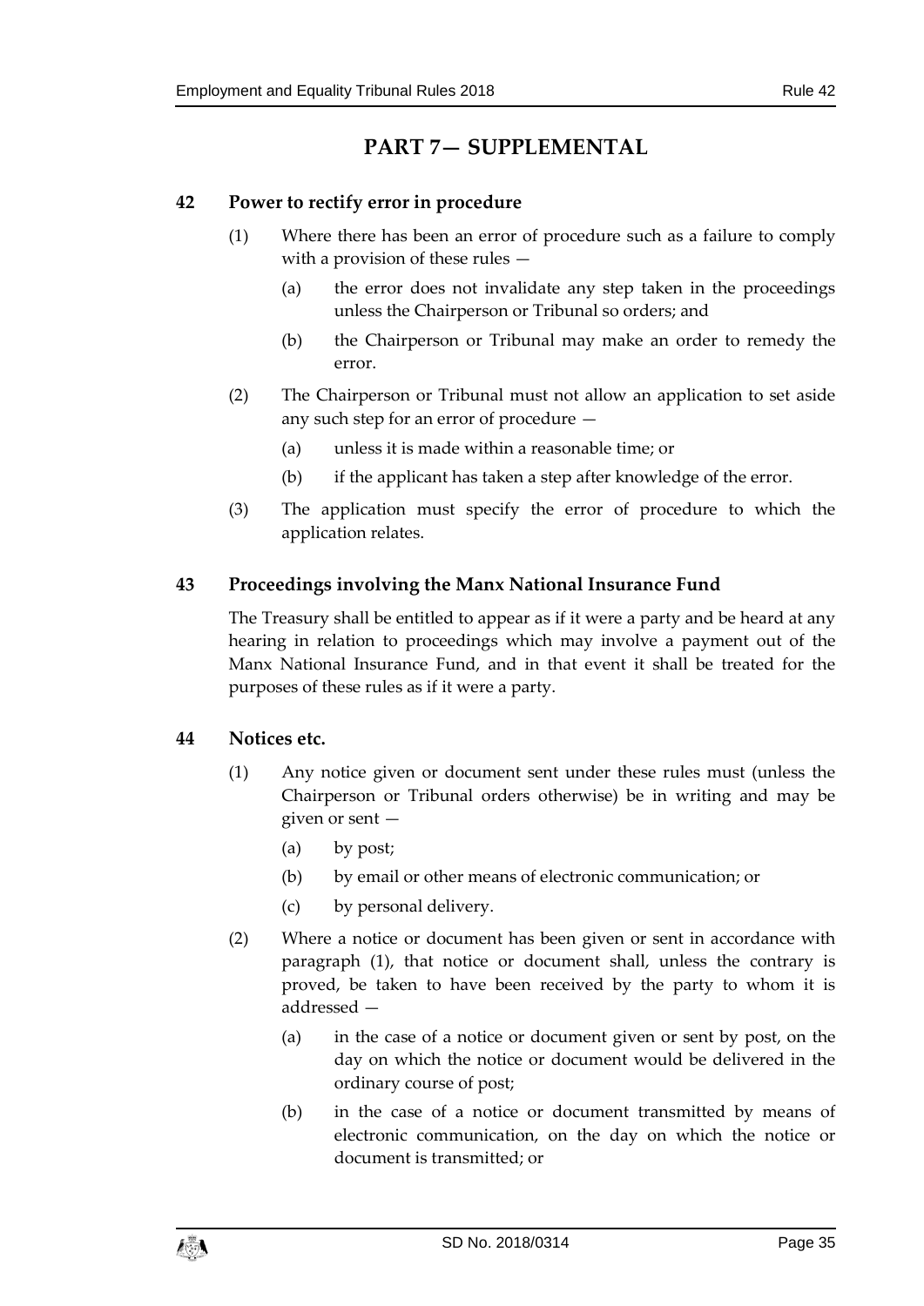# PART 7— SUPPLEMENTAL

## 42 Power to rectify error in procedure

(1) Where there has been an error of procedure such as a failure to comply with a provision of these rules —

(a) the error does not invalidate any step taken in the proceedings unless the Chairperson or Tribunal so orders; and

(b) the Chairperson or Tribunal may make an order to remedy the error.

(2) The Chairperson or Tribunal must not allow an application to set aside any such step for an error of procedure —

(a) unless it is made within a reasonable time; or

(b) if the applicant has taken a step after knowledge of the error.

(3) The application must specify the error of procedure to which the application relates.

## 43 Proceedings involving the Manx National Insurance Fund

The Treasury shall be entitled to appear as if it were a party and be heard at any hearing in relation to proceedings which may involve a payment out of the Manx National Insurance Fund, and in that event it shall be treated for the purposes of these rules as if it were a party.

## 44 Notices etc.

(1) Any notice given or document sent under these rules must (unless the Chairperson or Tribunal orders otherwise) be in writing and may be given or sent —

(a) by post;

(b) by email or other means of electronic communication; or

(c) by personal delivery.

(2) Where a notice or document has been given or sent in accordance with paragraph (1), that notice or document shall, unless the contrary is proved, be taken to have been received by the party to whom it is addressed —

(a) in the case of a notice or document given or sent by post, on the day on which the notice or document would be delivered in the ordinary course of post;

(b) in the case of a notice or document transmitted by means of electronic communication, on the day on which the notice or document is transmitted; or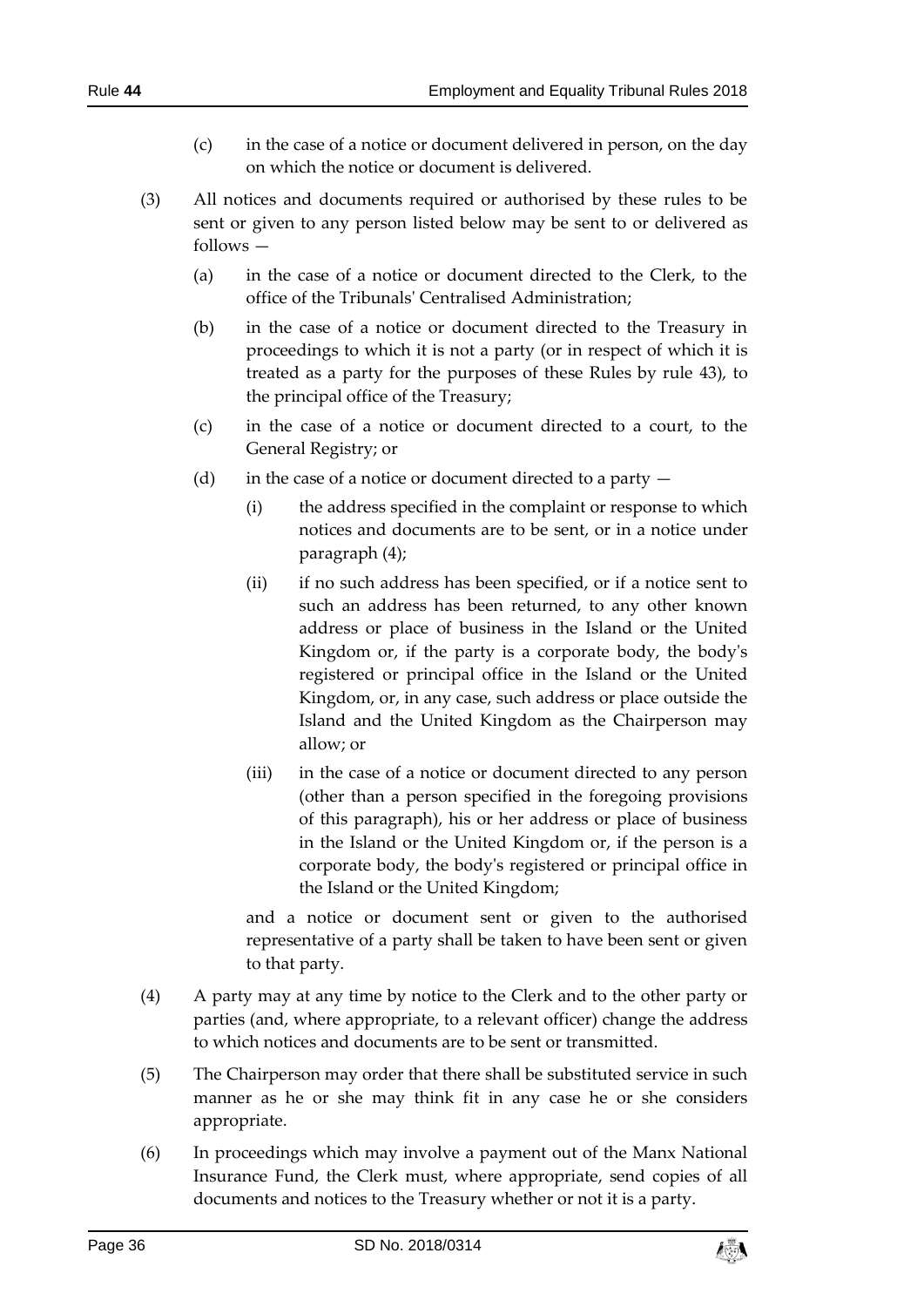(c) in the case of a notice or document delivered in person, on the day on which the notice or document is delivered.

(3) All notices and documents required or authorised by these rules to be sent or given to any person listed below may be sent to or delivered as follows —

(a) in the case of a notice or document directed to the Clerk, to the office of the Tribunals' Centralised Administration;

(b) in the case of a notice or document directed to the Treasury in proceedings to which it is not a party (or in respect of which it is treated as a party for the purposes of these Rules by rule 43), to the principal office of the Treasury;

(c) in the case of a notice or document directed to a court, to the General Registry; or

(d) in the case of a notice or document directed to a party —

(i) the address specified in the complaint or response to which notices and documents are to be sent, or in a notice under paragraph (4);

(ii) if no such address has been specified, or if a notice sent to such an address has been returned, to any other known address or place of business in the Island or the United Kingdom or, if the party is a corporate body, the body's registered or principal office in the Island or the United Kingdom, or, in any case, such address or place outside the Island and the United Kingdom as the Chairperson may allow; or

(iii) in the case of a notice or document directed to any person (other than a person specified in the foregoing provisions of this paragraph), his or her address or place of business in the Island or the United Kingdom or, if the person is a corporate body, the body's registered or principal office in the Island or the United Kingdom;

and a notice or document sent or given to the authorised representative of a party shall be taken to have been sent or given to that party.

(4) A party may at any time by notice to the Clerk and to the other party or parties (and, where appropriate, to a relevant officer) change the address to which notices and documents are to be sent or transmitted.

(5) The Chairperson may order that there shall be substituted service in such manner as he or she may think fit in any case he or she considers appropriate.

(6) In proceedings which may involve a payment out of the Manx National Insurance Fund, the Clerk must, where appropriate, send copies of all documents and notices to the Treasury whether or not it is a party.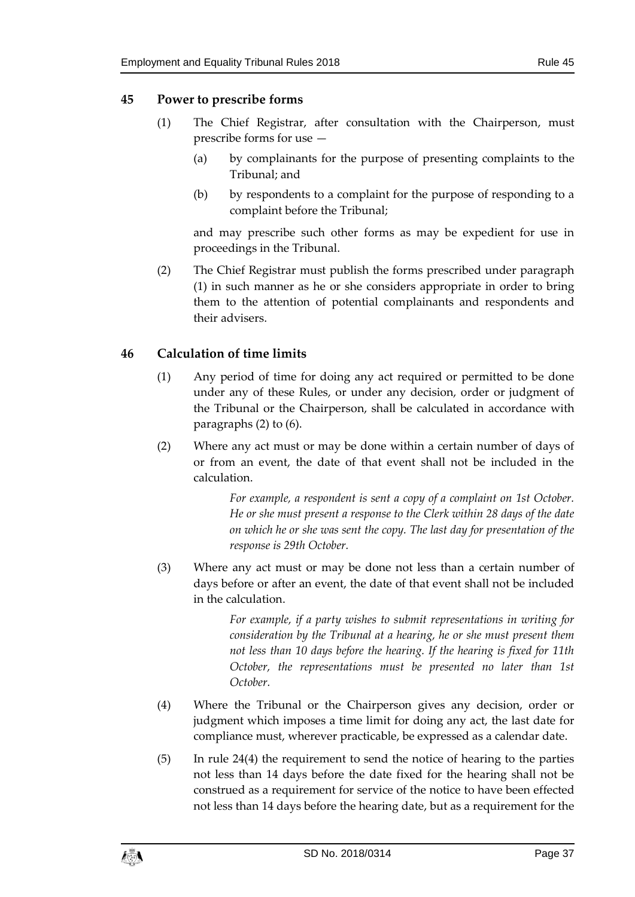## 45 Power to prescribe forms

(1) The Chief Registrar, after consultation with the Chairperson, must prescribe forms for use —

(a) by complainants for the purpose of presenting complaints to the Tribunal; and

(b) by respondents to a complaint for the purpose of responding to a complaint before the Tribunal;

and may prescribe such other forms as may be expedient for use in proceedings in the Tribunal.

(2) The Chief Registrar must publish the forms prescribed under paragraph (1) in such manner as he or she considers appropriate in order to bring them to the attention of potential complainants and respondents and their advisers.

## 46 Calculation of time limits

(1) Any period of time for doing any act required or permitted to be done under any of these Rules, or under any decision, order or judgment of the Tribunal or the Chairperson, shall be calculated in accordance with paragraphs (2) to (6).

(2) Where any act must or may be done within a certain number of days of or from an event, the date of that event shall not be included in the calculation.

> *For example, a respondent is sent a copy of a complaint on 1st October. He or she must present a response to the Clerk within 28 days of the date on which he or she was sent the copy. The last day for presentation of the response is 29th October.*

(3) Where any act must or may be done not less than a certain number of days before or after an event, the date of that event shall not be included in the calculation.

> *For example, if a party wishes to submit representations in writing for consideration by the Tribunal at a hearing, he or she must present them not less than 10 days before the hearing. If the hearing is fixed for 11th October, the representations must be presented no later than 1st October.*

(4) Where the Tribunal or the Chairperson gives any decision, order or judgment which imposes a time limit for doing any act, the last date for compliance must, wherever practicable, be expressed as a calendar date.

(5) In rule 24(4) the requirement to send the notice of hearing to the parties not less than 14 days before the date fixed for the hearing shall not be construed as a requirement for service of the notice to have been effected not less than 14 days before the hearing date, but as a requirement for the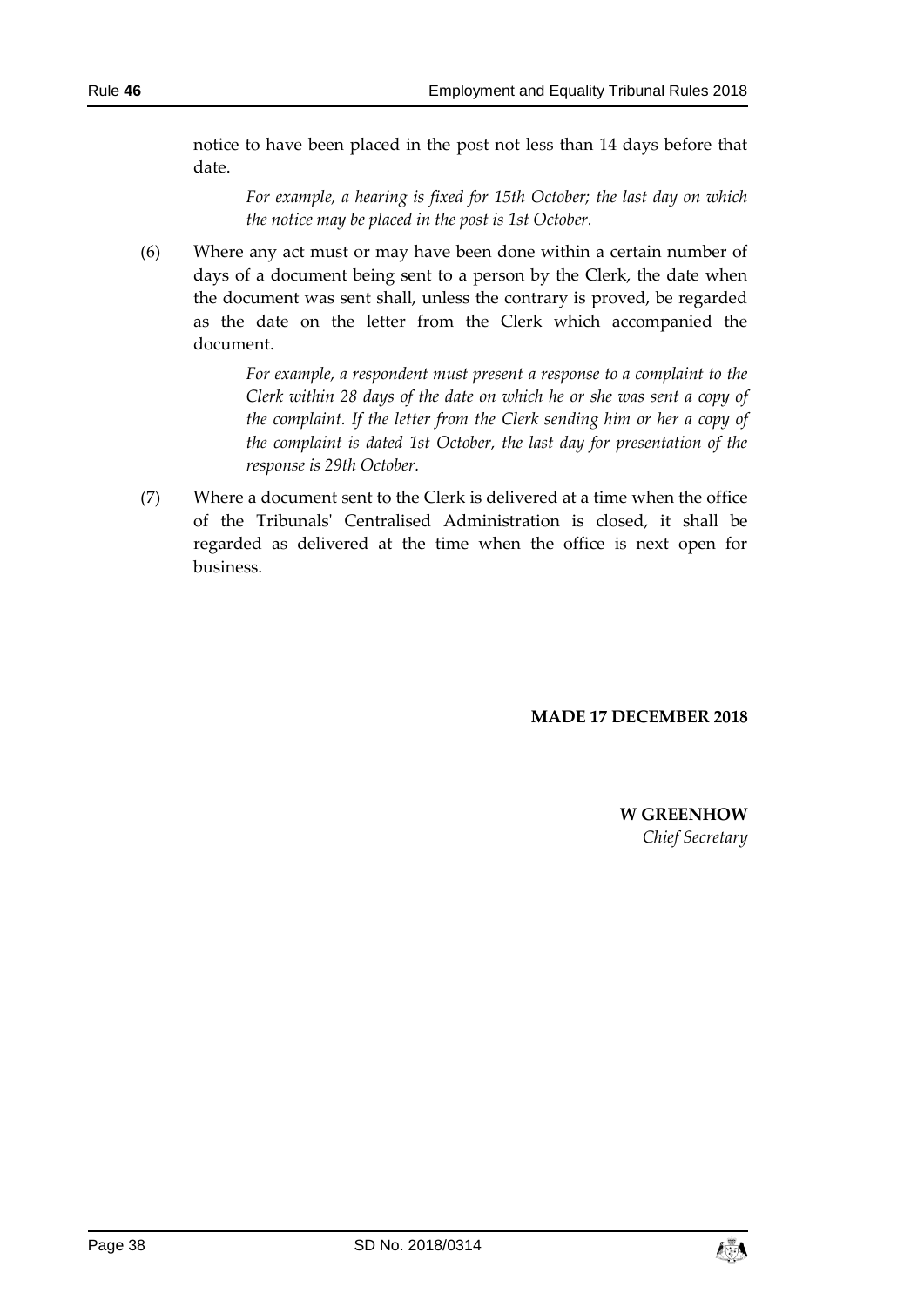notice to have been placed in the post not less than 14 days before that date.

> *For example, a hearing is fixed for 15th October; the last day on which the notice may be placed in the post is 1st October.*

(6) Where any act must or may have been done within a certain number of days of a document being sent to a person by the Clerk, the date when the document was sent shall, unless the contrary is proved, be regarded as the date on the letter from the Clerk which accompanied the document.

> *For example, a respondent must present a response to a complaint to the Clerk within 28 days of the date on which he or she was sent a copy of the complaint. If the letter from the Clerk sending him or her a copy of the complaint is dated 1st October, the last day for presentation of the response is 29th October.*

(7) Where a document sent to the Clerk is delivered at a time when the office of the Tribunals' Centralised Administration is closed, it shall be regarded as delivered at the time when the office is next open for business.

**MADE 17 DECEMBER 2018**

**W GREENHOW**
*Chief Secretary*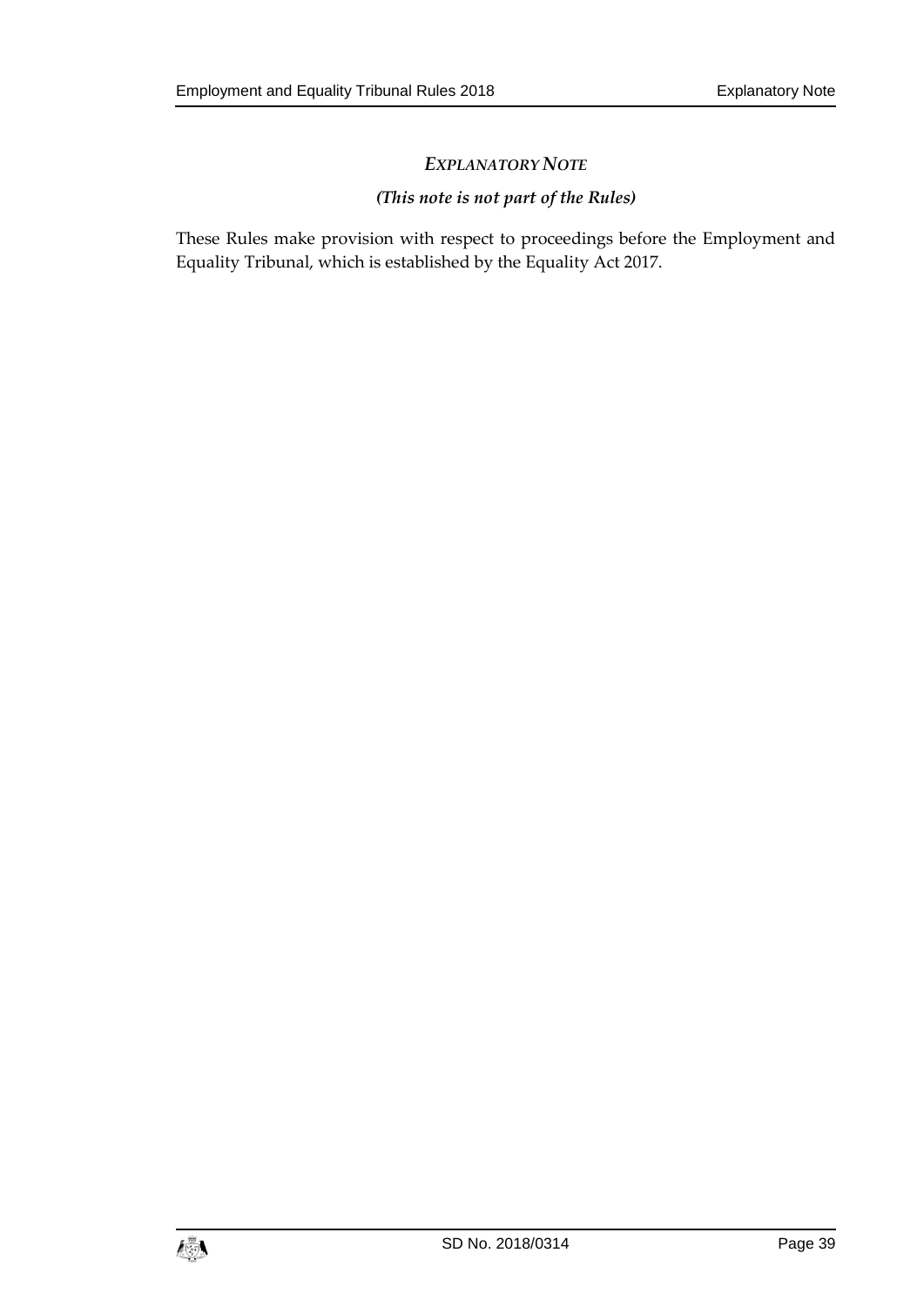## *EXPLANATORY NOTE*

***(This note is not part of the Rules)***

These Rules make provision with respect to proceedings before the Employment and Equality Tribunal, which is established by the Equality Act 2017.